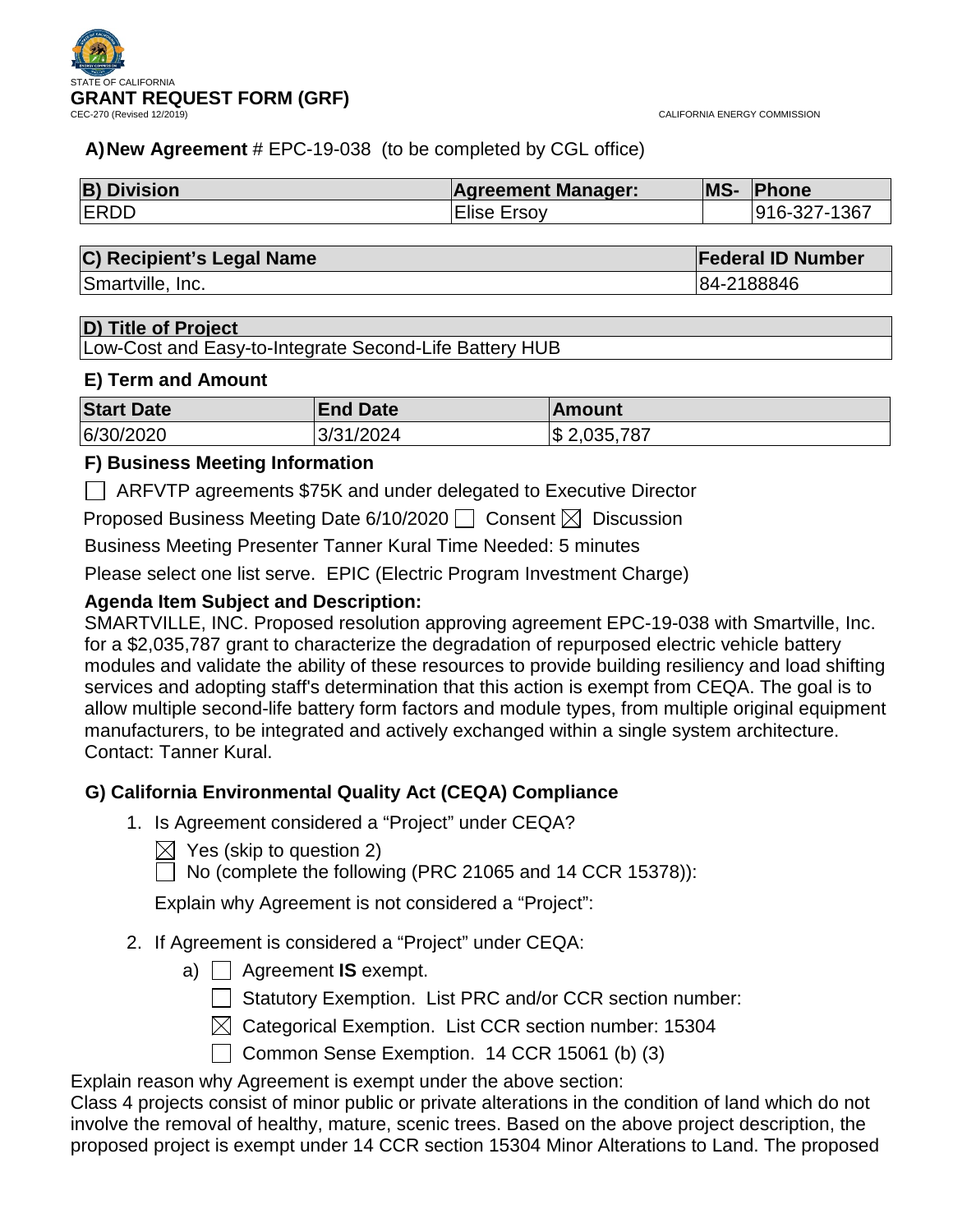STATE OF CALIFORNIA

# GRANT REQUEST FORM (GRF)

CEC-270 (Revised 12/2019)

CALIFORNIA ENERGY COMMISSION

**A) New Agreement** # EPC-19-038 (to be completed by CGL office)

| B) Division | Agreement Manager: | MS- | Phone |
|---|---|---|---|
| ERDD | Elise Ersoy | | 916-327-1367 |

| C) Recipient's Legal Name | Federal ID Number |
|---|---|
| Smartville, Inc. | 84-2188846 |

| D) Title of Project |
|---|
| Low-Cost and Easy-to-Integrate Second-Life Battery HUB |

### E) Term and Amount

| Start Date | End Date | Amount |
|---|---|---|
| 6/30/2020 | 3/31/2024 | $ 2,035,787 |

### F) Business Meeting Information

☐ ARFVTP agreements $75K and under delegated to Executive Director

Proposed Business Meeting Date 6/10/2020 ☐ Consent ☒ Discussion

Business Meeting Presenter Tanner Kural Time Needed: 5 minutes

Please select one list serve. EPIC (Electric Program Investment Charge)

**Agenda Item Subject and Description:**

SMARTVILLE, INC. Proposed resolution approving agreement EPC-19-038 with Smartville, Inc. for a $2,035,787 grant to characterize the degradation of repurposed electric vehicle battery modules and validate the ability of these resources to provide building resiliency and load shifting services and adopting staff's determination that this action is exempt from CEQA. The goal is to allow multiple second-life battery form factors and module types, from multiple original equipment manufacturers, to be integrated and actively exchanged within a single system architecture. Contact: Tanner Kural.

### G) California Environmental Quality Act (CEQA) Compliance

1. Is Agreement considered a "Project" under CEQA?

   ☒ Yes (skip to question 2)

   ☐ No (complete the following (PRC 21065 and 14 CCR 15378)):

   Explain why Agreement is not considered a "Project":

2. If Agreement is considered a "Project" under CEQA:

   a) ☐ Agreement **IS** exempt.

      ☐ Statutory Exemption. List PRC and/or CCR section number:

      ☒ Categorical Exemption. List CCR section number: 15304

      ☐ Common Sense Exemption. 14 CCR 15061 (b) (3)

Explain reason why Agreement is exempt under the above section:

Class 4 projects consist of minor public or private alterations in the condition of land which do not involve the removal of healthy, mature, scenic trees. Based on the above project description, the proposed project is exempt under 14 CCR section 15304 Minor Alterations to Land. The proposed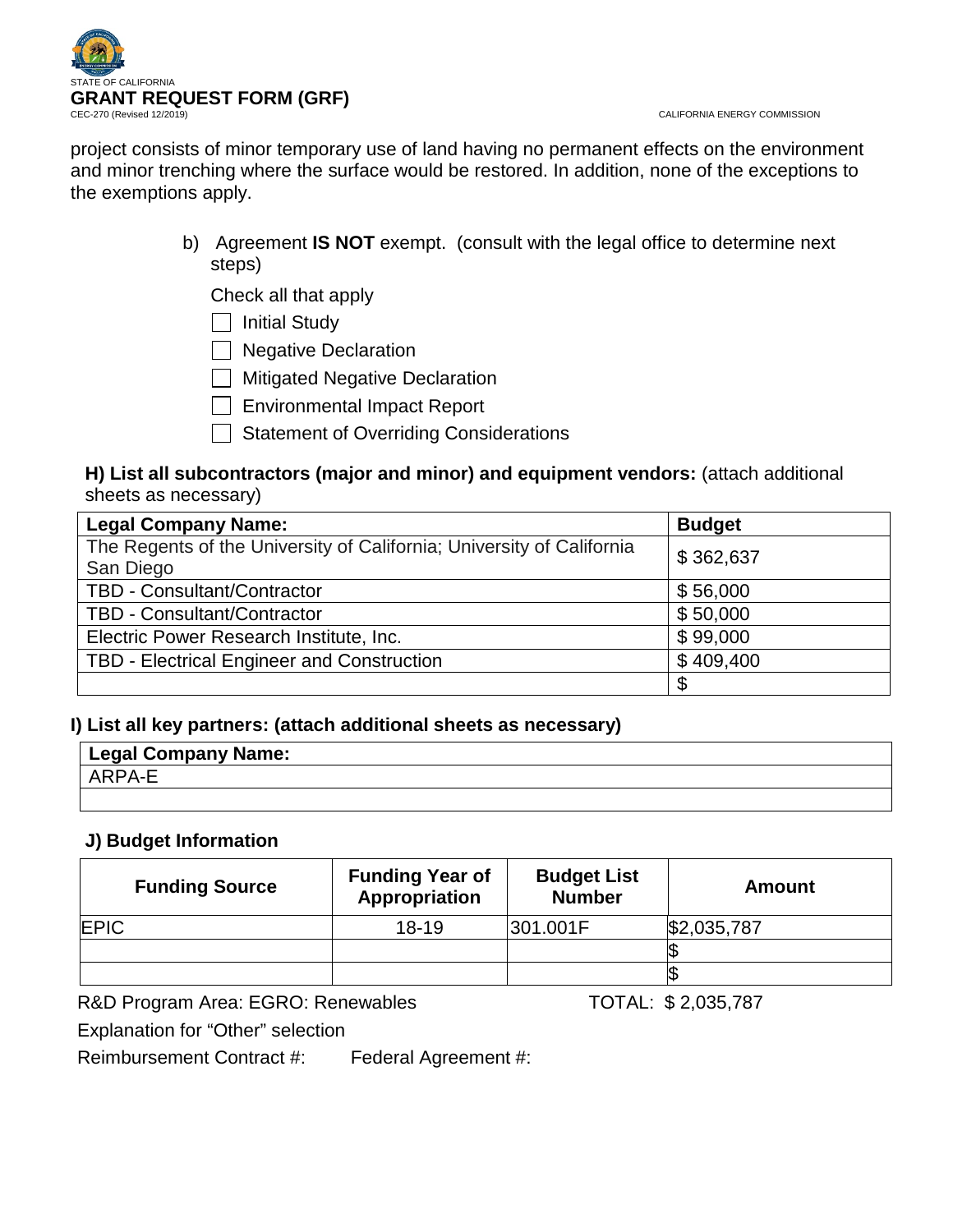project consists of minor temporary use of land having no permanent effects on the environment and minor trenching where the surface would be restored. In addition, none of the exceptions to the exemptions apply.

b) Agreement **IS NOT** exempt. (consult with the legal office to determine next steps)

Check all that apply

- ☐ Initial Study
- ☐ Negative Declaration
- ☐ Mitigated Negative Declaration
- ☐ Environmental Impact Report
- ☐ Statement of Overriding Considerations

**H) List all subcontractors (major and minor) and equipment vendors:** (attach additional sheets as necessary)

| Legal Company Name: | Budget |
|---|---|
| The Regents of the University of California; University of California San Diego | $ 362,637 |
| TBD - Consultant/Contractor | $ 56,000 |
| TBD - Consultant/Contractor | $ 50,000 |
| Electric Power Research Institute, Inc. | $ 99,000 |
| TBD - Electrical Engineer and Construction | $ 409,400 |
| | $ |

**I) List all key partners: (attach additional sheets as necessary)**

| Legal Company Name: |
|---|
| ARPA-E |
| |

**J) Budget Information**

| Funding Source | Funding Year of Appropriation | Budget List Number | Amount |
|---|---|---|---|
| EPIC | 18-19 | 301.001F | $2,035,787 |
| | | | $ |
| | | | $ |

R&D Program Area: EGRO: Renewables TOTAL: $ 2,035,787

Explanation for "Other" selection

Reimbursement Contract #: Federal Agreement #: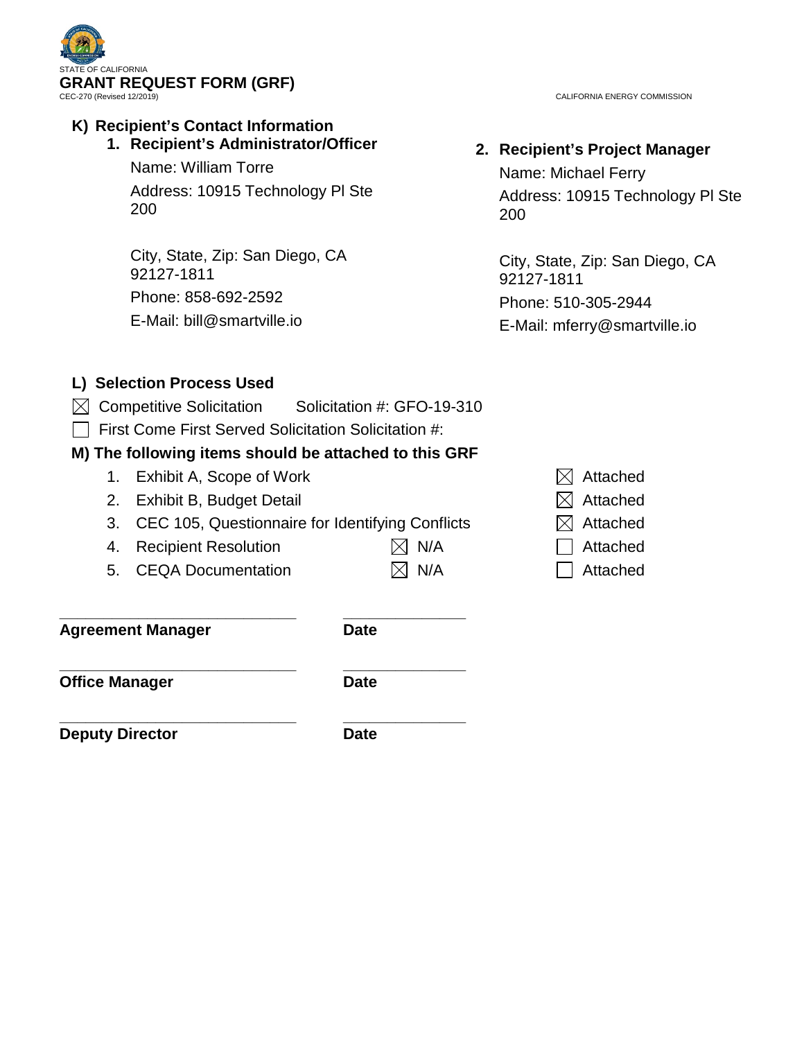STATE OF CALIFORNIA

**GRANT REQUEST FORM (GRF)**

CEC-270 (Revised 12/2019)

CALIFORNIA ENERGY COMMISSION

## K) Recipient's Contact Information

### 1. Recipient's Administrator/Officer

Name: William Torre

Address: 10915 Technology Pl Ste 200

City, State, Zip: San Diego, CA 92127-1811

Phone: 858-692-2592

E-Mail: bill@smartville.io

### 2. Recipient's Project Manager

Name: Michael Ferry

Address: 10915 Technology Pl Ste 200

City, State, Zip: San Diego, CA 92127-1811

Phone: 510-305-2944

E-Mail: mferry@smartville.io

## L) Selection Process Used

☒ Competitive Solicitation Solicitation #: GFO-19-310

☐ First Come First Served Solicitation Solicitation #:

## M) The following items should be attached to this GRF

| | | | |
|---|---|---|---|
| 1. | Exhibit A, Scope of Work | | ☒ Attached |
| 2. | Exhibit B, Budget Detail | | ☒ Attached |
| 3. | CEC 105, Questionnaire for Identifying Conflicts | | ☒ Attached |
| 4. | Recipient Resolution | ☒ N/A | ☐ Attached |
| 5. | CEQA Documentation | ☒ N/A | ☐ Attached |

_____________________________ _______________

**Agreement Manager** **Date**

_____________________________ _______________

**Office Manager** **Date**

_____________________________ _______________

**Deputy Director** **Date**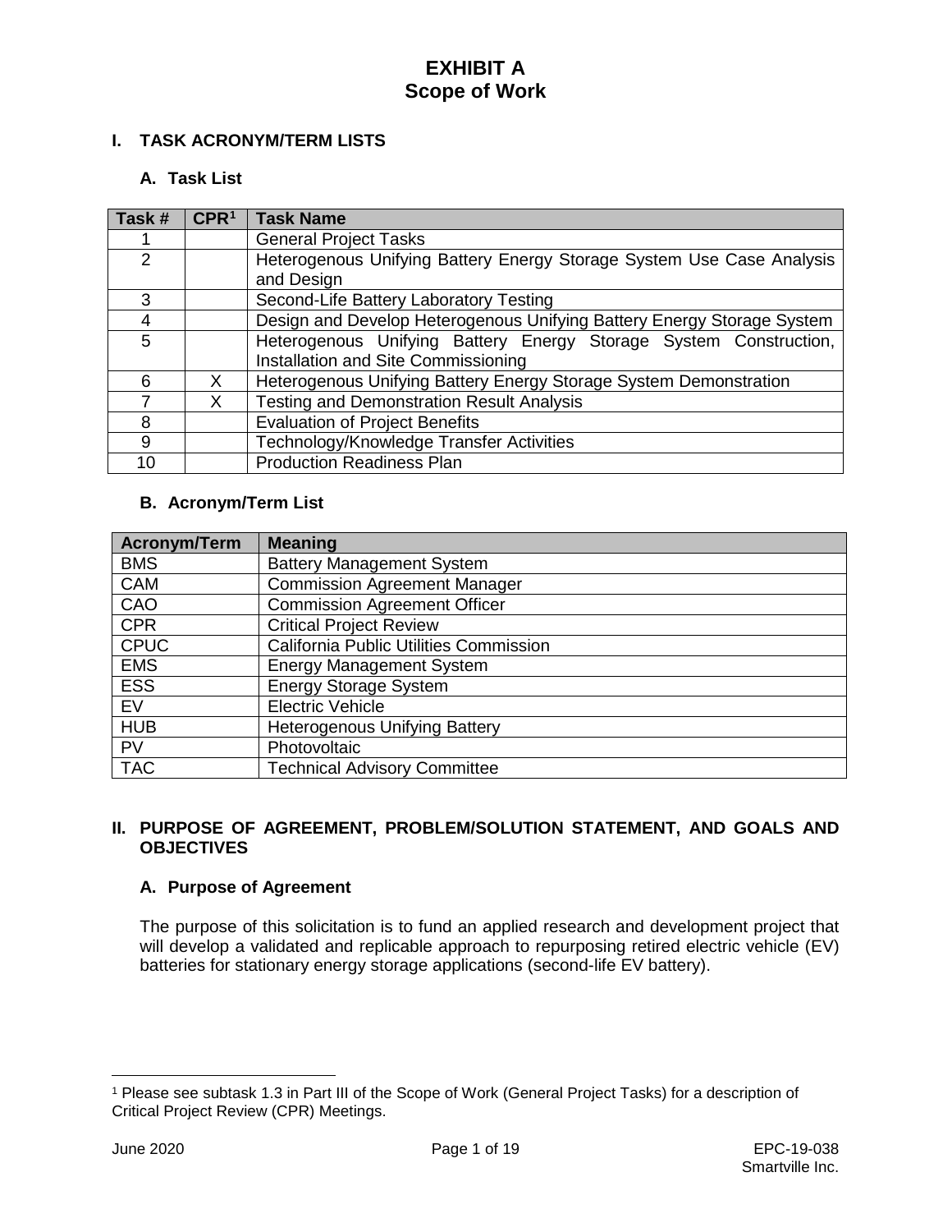# EXHIBIT A
# Scope of Work

## I. TASK ACRONYM/TERM LISTS

### A. Task List

| Task # | CPR[1] | Task Name |
|---|---|---|
| 1 | | General Project Tasks |
| 2 | | Heterogenous Unifying Battery Energy Storage System Use Case Analysis and Design |
| 3 | | Second-Life Battery Laboratory Testing |
| 4 | | Design and Develop Heterogenous Unifying Battery Energy Storage System |
| 5 | | Heterogenous Unifying Battery Energy Storage System Construction, Installation and Site Commissioning |
| 6 | X | Heterogenous Unifying Battery Energy Storage System Demonstration |
| 7 | X | Testing and Demonstration Result Analysis |
| 8 | | Evaluation of Project Benefits |
| 9 | | Technology/Knowledge Transfer Activities |
| 10 | | Production Readiness Plan |

### B. Acronym/Term List

| Acronym/Term | Meaning |
|---|---|
| BMS | Battery Management System |
| CAM | Commission Agreement Manager |
| CAO | Commission Agreement Officer |
| CPR | Critical Project Review |
| CPUC | California Public Utilities Commission |
| EMS | Energy Management System |
| ESS | Energy Storage System |
| EV | Electric Vehicle |
| HUB | Heterogenous Unifying Battery |
| PV | Photovoltaic |
| TAC | Technical Advisory Committee |

## II. PURPOSE OF AGREEMENT, PROBLEM/SOLUTION STATEMENT, AND GOALS AND OBJECTIVES

### A. Purpose of Agreement

The purpose of this solicitation is to fund an applied research and development project that will develop a validated and replicable approach to repurposing retired electric vehicle (EV) batteries for stationary energy storage applications (second-life EV battery).

[1] Please see subtask 1.3 in Part III of the Scope of Work (General Project Tasks) for a description of Critical Project Review (CPR) Meetings.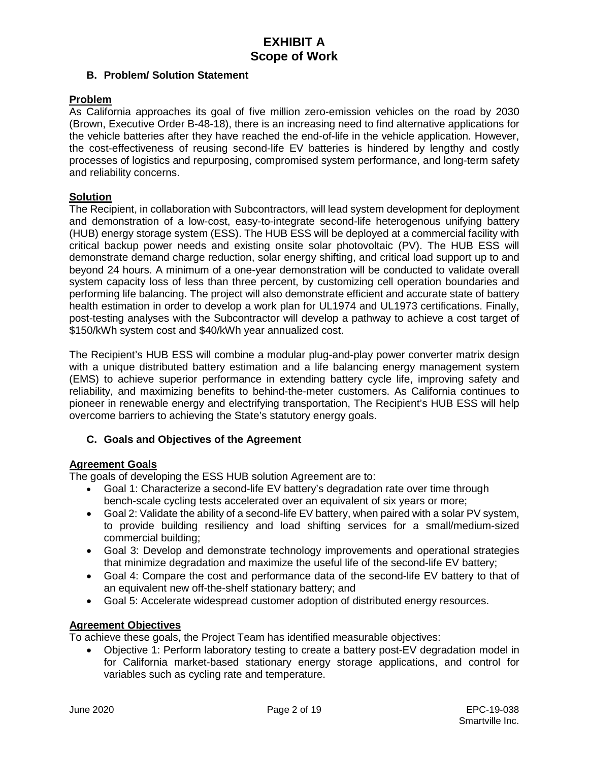# EXHIBIT A
# Scope of Work

### B. Problem/ Solution Statement

**Problem**

As California approaches its goal of five million zero-emission vehicles on the road by 2030 (Brown, Executive Order B-48-18), there is an increasing need to find alternative applications for the vehicle batteries after they have reached the end-of-life in the vehicle application. However, the cost-effectiveness of reusing second-life EV batteries is hindered by lengthy and costly processes of logistics and repurposing, compromised system performance, and long-term safety and reliability concerns.

**Solution**

The Recipient, in collaboration with Subcontractors, will lead system development for deployment and demonstration of a low-cost, easy-to-integrate second-life heterogenous unifying battery (HUB) energy storage system (ESS). The HUB ESS will be deployed at a commercial facility with critical backup power needs and existing onsite solar photovoltaic (PV). The HUB ESS will demonstrate demand charge reduction, solar energy shifting, and critical load support up to and beyond 24 hours. A minimum of a one-year demonstration will be conducted to validate overall system capacity loss of less than three percent, by customizing cell operation boundaries and performing life balancing. The project will also demonstrate efficient and accurate state of battery health estimation in order to develop a work plan for UL1974 and UL1973 certifications. Finally, post-testing analyses with the Subcontractor will develop a pathway to achieve a cost target of \$150/kWh system cost and \$40/kWh year annualized cost.

The Recipient's HUB ESS will combine a modular plug-and-play power converter matrix design with a unique distributed battery estimation and a life balancing energy management system (EMS) to achieve superior performance in extending battery cycle life, improving safety and reliability, and maximizing benefits to behind-the-meter customers. As California continues to pioneer in renewable energy and electrifying transportation, The Recipient's HUB ESS will help overcome barriers to achieving the State's statutory energy goals.

### C. Goals and Objectives of the Agreement

**Agreement Goals**

The goals of developing the ESS HUB solution Agreement are to:

- Goal 1: Characterize a second-life EV battery's degradation rate over time through bench-scale cycling tests accelerated over an equivalent of six years or more;
- Goal 2: Validate the ability of a second-life EV battery, when paired with a solar PV system, to provide building resiliency and load shifting services for a small/medium-sized commercial building;
- Goal 3: Develop and demonstrate technology improvements and operational strategies that minimize degradation and maximize the useful life of the second-life EV battery;
- Goal 4: Compare the cost and performance data of the second-life EV battery to that of an equivalent new off-the-shelf stationary battery; and
- Goal 5: Accelerate widespread customer adoption of distributed energy resources.

**Agreement Objectives**

To achieve these goals, the Project Team has identified measurable objectives:

- Objective 1: Perform laboratory testing to create a battery post-EV degradation model in for California market-based stationary energy storage applications, and control for variables such as cycling rate and temperature.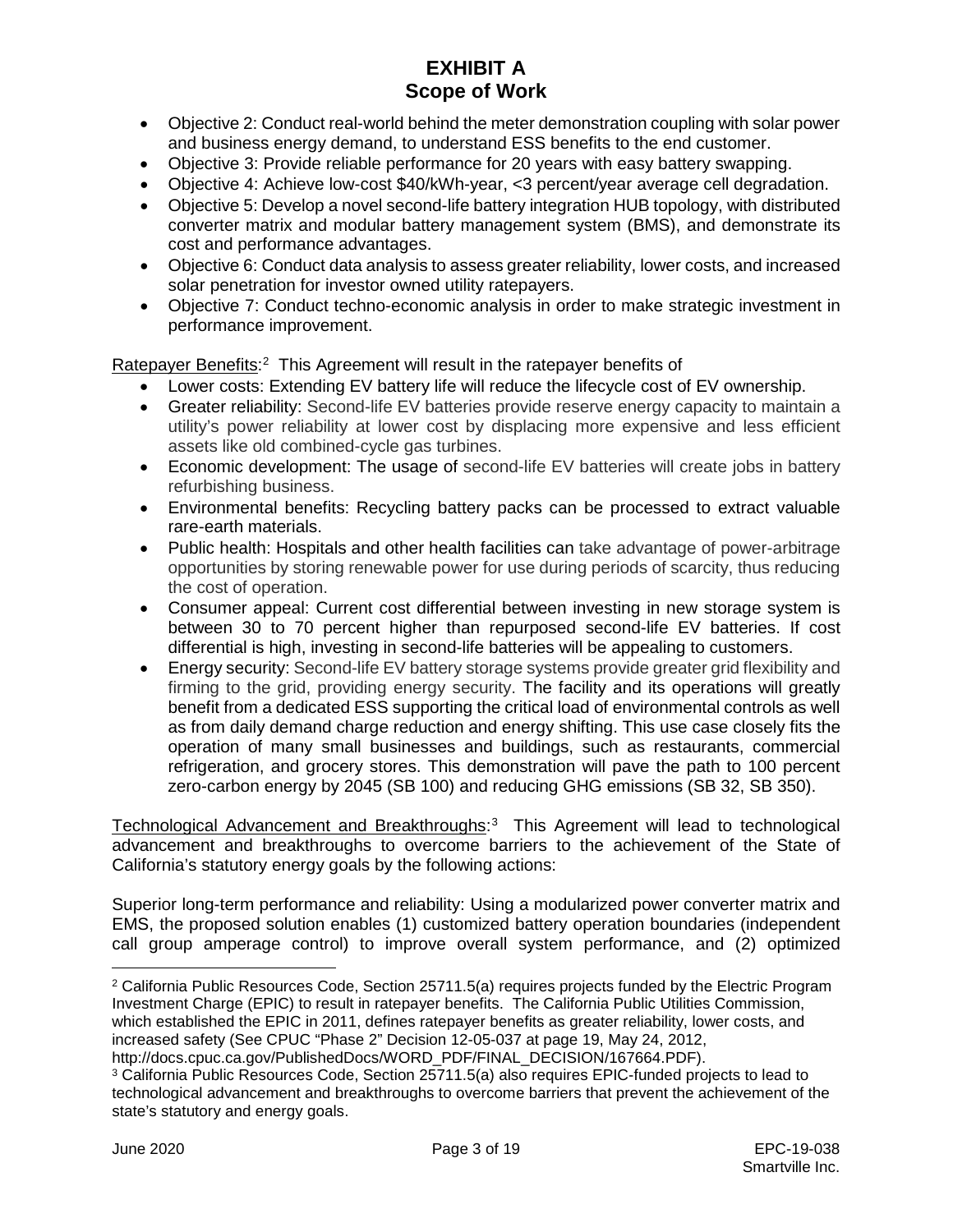- Objective 2: Conduct real-world behind the meter demonstration coupling with solar power and business energy demand, to understand ESS benefits to the end customer.
- Objective 3: Provide reliable performance for 20 years with easy battery swapping.
- Objective 4: Achieve low-cost $40/kWh-year, <3 percent/year average cell degradation.
- Objective 5: Develop a novel second-life battery integration HUB topology, with distributed converter matrix and modular battery management system (BMS), and demonstrate its cost and performance advantages.
- Objective 6: Conduct data analysis to assess greater reliability, lower costs, and increased solar penetration for investor owned utility ratepayers.
- Objective 7: Conduct techno-economic analysis in order to make strategic investment in performance improvement.

Ratepayer Benefits:[2] This Agreement will result in the ratepayer benefits of

- Lower costs: Extending EV battery life will reduce the lifecycle cost of EV ownership.
- Greater reliability: Second-life EV batteries provide reserve energy capacity to maintain a utility's power reliability at lower cost by displacing more expensive and less efficient assets like old combined-cycle gas turbines.
- Economic development: The usage of second-life EV batteries will create jobs in battery refurbishing business.
- Environmental benefits: Recycling battery packs can be processed to extract valuable rare-earth materials.
- Public health: Hospitals and other health facilities can take advantage of power-arbitrage opportunities by storing renewable power for use during periods of scarcity, thus reducing the cost of operation.
- Consumer appeal: Current cost differential between investing in new storage system is between 30 to 70 percent higher than repurposed second-life EV batteries. If cost differential is high, investing in second-life batteries will be appealing to customers.
- Energy security: Second-life EV battery storage systems provide greater grid flexibility and firming to the grid, providing energy security. The facility and its operations will greatly benefit from a dedicated ESS supporting the critical load of environmental controls as well as from daily demand charge reduction and energy shifting. This use case closely fits the operation of many small businesses and buildings, such as restaurants, commercial refrigeration, and grocery stores. This demonstration will pave the path to 100 percent zero-carbon energy by 2045 (SB 100) and reducing GHG emissions (SB 32, SB 350).

Technological Advancement and Breakthroughs:[3] This Agreement will lead to technological advancement and breakthroughs to overcome barriers to the achievement of the State of California's statutory energy goals by the following actions:

Superior long-term performance and reliability: Using a modularized power converter matrix and EMS, the proposed solution enables (1) customized battery operation boundaries (independent call group amperage control) to improve overall system performance, and (2) optimized

[2] California Public Resources Code, Section 25711.5(a) requires projects funded by the Electric Program Investment Charge (EPIC) to result in ratepayer benefits. The California Public Utilities Commission, which established the EPIC in 2011, defines ratepayer benefits as greater reliability, lower costs, and increased safety (See CPUC "Phase 2" Decision 12-05-037 at page 19, May 24, 2012, http://docs.cpuc.ca.gov/PublishedDocs/WORD_PDF/FINAL_DECISION/167664.PDF).

[3] California Public Resources Code, Section 25711.5(a) also requires EPIC-funded projects to lead to technological advancement and breakthroughs to overcome barriers that prevent the achievement of the state's statutory and energy goals.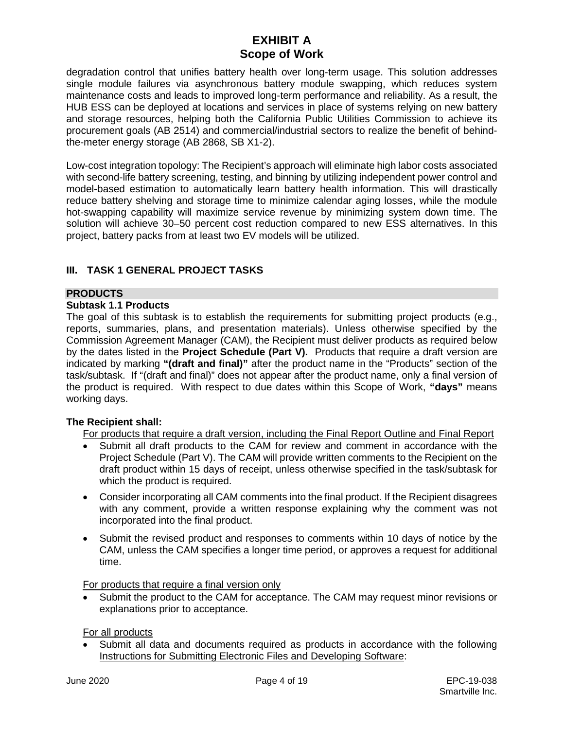degradation control that unifies battery health over long-term usage. This solution addresses single module failures via asynchronous battery module swapping, which reduces system maintenance costs and leads to improved long-term performance and reliability. As a result, the HUB ESS can be deployed at locations and services in place of systems relying on new battery and storage resources, helping both the California Public Utilities Commission to achieve its procurement goals (AB 2514) and commercial/industrial sectors to realize the benefit of behind-the-meter energy storage (AB 2868, SB X1-2).

Low-cost integration topology: The Recipient's approach will eliminate high labor costs associated with second-life battery screening, testing, and binning by utilizing independent power control and model-based estimation to automatically learn battery health information. This will drastically reduce battery shelving and storage time to minimize calendar aging losses, while the module hot-swapping capability will maximize service revenue by minimizing system down time. The solution will achieve 30–50 percent cost reduction compared to new ESS alternatives. In this project, battery packs from at least two EV models will be utilized.

## III. TASK 1 GENERAL PROJECT TASKS

### PRODUCTS

**Subtask 1.1 Products**

The goal of this subtask is to establish the requirements for submitting project products (e.g., reports, summaries, plans, and presentation materials). Unless otherwise specified by the Commission Agreement Manager (CAM), the Recipient must deliver products as required below by the dates listed in the **Project Schedule (Part V).** Products that require a draft version are indicated by marking **"(draft and final)"** after the product name in the "Products" section of the task/subtask. If "(draft and final)" does not appear after the product name, only a final version of the product is required. With respect to due dates within this Scope of Work, **"days"** means working days.

**The Recipient shall:**

For products that require a draft version, including the Final Report Outline and Final Report

- Submit all draft products to the CAM for review and comment in accordance with the Project Schedule (Part V). The CAM will provide written comments to the Recipient on the draft product within 15 days of receipt, unless otherwise specified in the task/subtask for which the product is required.
- Consider incorporating all CAM comments into the final product. If the Recipient disagrees with any comment, provide a written response explaining why the comment was not incorporated into the final product.
- Submit the revised product and responses to comments within 10 days of notice by the CAM, unless the CAM specifies a longer time period, or approves a request for additional time.

For products that require a final version only

- Submit the product to the CAM for acceptance. The CAM may request minor revisions or explanations prior to acceptance.

For all products

- Submit all data and documents required as products in accordance with the following Instructions for Submitting Electronic Files and Developing Software: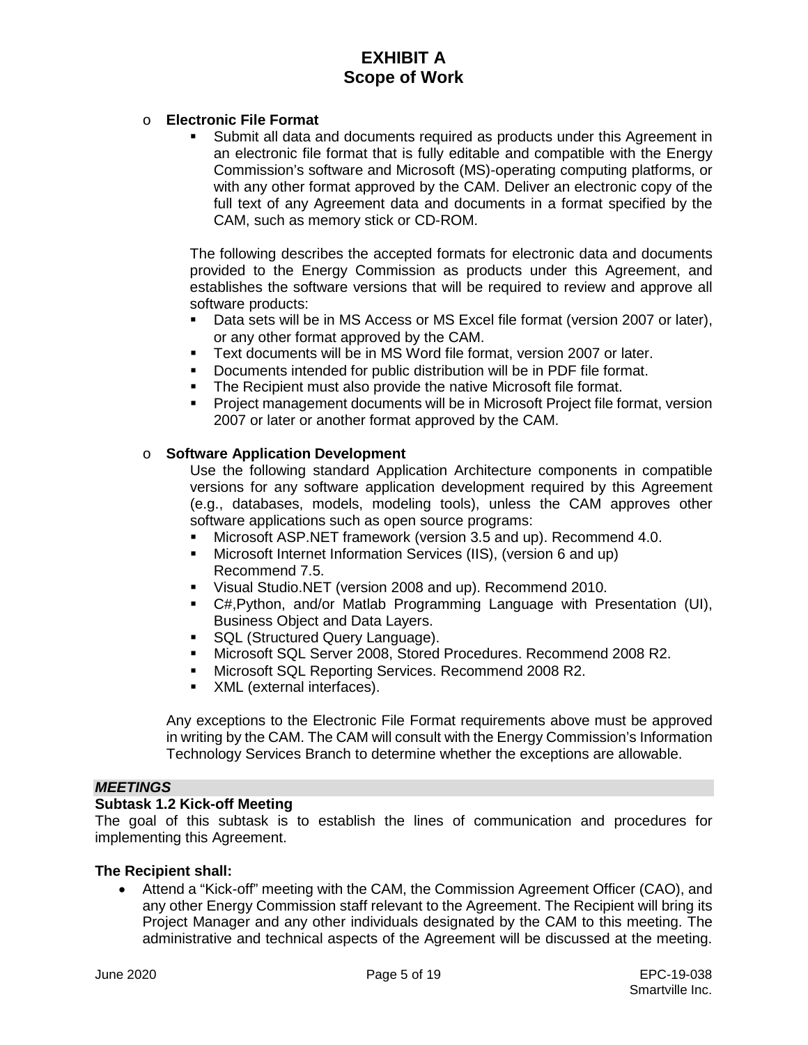- **Electronic File Format**
  - Submit all data and documents required as products under this Agreement in an electronic file format that is fully editable and compatible with the Energy Commission's software and Microsoft (MS)-operating computing platforms, or with any other format approved by the CAM. Deliver an electronic copy of the full text of any Agreement data and documents in a format specified by the CAM, such as memory stick or CD-ROM.

  The following describes the accepted formats for electronic data and documents provided to the Energy Commission as products under this Agreement, and establishes the software versions that will be required to review and approve all software products:

  - Data sets will be in MS Access or MS Excel file format (version 2007 or later), or any other format approved by the CAM.
  - Text documents will be in MS Word file format, version 2007 or later.
  - Documents intended for public distribution will be in PDF file format.
  - The Recipient must also provide the native Microsoft file format.
  - Project management documents will be in Microsoft Project file format, version 2007 or later or another format approved by the CAM.

- **Software Application Development**

  Use the following standard Application Architecture components in compatible versions for any software application development required by this Agreement (e.g., databases, models, modeling tools), unless the CAM approves other software applications such as open source programs:

  - Microsoft ASP.NET framework (version 3.5 and up). Recommend 4.0.
  - Microsoft Internet Information Services (IIS), (version 6 and up) Recommend 7.5.
  - Visual Studio.NET (version 2008 and up). Recommend 2010.
  - C#,Python, and/or Matlab Programming Language with Presentation (UI), Business Object and Data Layers.
  - SQL (Structured Query Language).
  - Microsoft SQL Server 2008, Stored Procedures. Recommend 2008 R2.
  - Microsoft SQL Reporting Services. Recommend 2008 R2.
  - XML (external interfaces).

  Any exceptions to the Electronic File Format requirements above must be approved in writing by the CAM. The CAM will consult with the Energy Commission's Information Technology Services Branch to determine whether the exceptions are allowable.

***MEETINGS***

**Subtask 1.2 Kick-off Meeting**

The goal of this subtask is to establish the lines of communication and procedures for implementing this Agreement.

**The Recipient shall:**

- Attend a "Kick-off" meeting with the CAM, the Commission Agreement Officer (CAO), and any other Energy Commission staff relevant to the Agreement. The Recipient will bring its Project Manager and any other individuals designated by the CAM to this meeting. The administrative and technical aspects of the Agreement will be discussed at the meeting.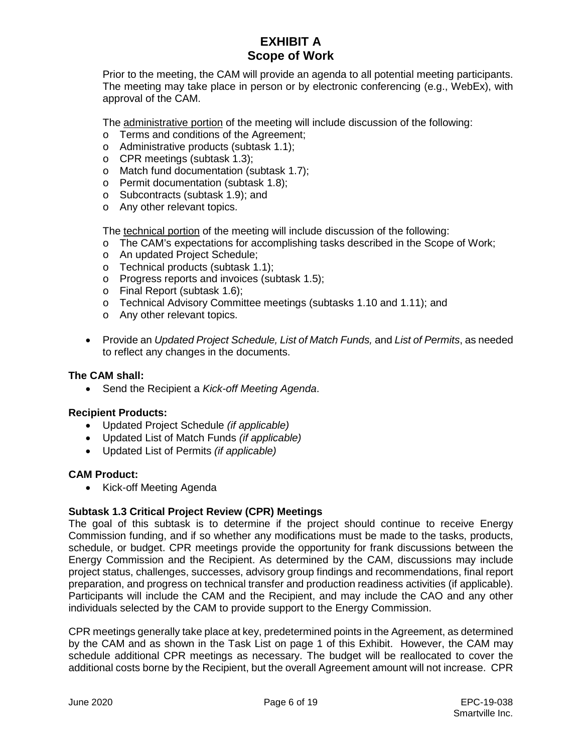Prior to the meeting, the CAM will provide an agenda to all potential meeting participants. The meeting may take place in person or by electronic conferencing (e.g., WebEx), with approval of the CAM.

The administrative portion of the meeting will include discussion of the following:

- Terms and conditions of the Agreement;
- Administrative products (subtask 1.1);
- CPR meetings (subtask 1.3);
- Match fund documentation (subtask 1.7);
- Permit documentation (subtask 1.8);
- Subcontracts (subtask 1.9); and
- Any other relevant topics.

The technical portion of the meeting will include discussion of the following:

- The CAM's expectations for accomplishing tasks described in the Scope of Work;
- An updated Project Schedule;
- Technical products (subtask 1.1);
- Progress reports and invoices (subtask 1.5);
- Final Report (subtask 1.6);
- Technical Advisory Committee meetings (subtasks 1.10 and 1.11); and
- Any other relevant topics.

- Provide an *Updated Project Schedule, List of Match Funds,* and *List of Permits*, as needed to reflect any changes in the documents.

**The CAM shall:**

- Send the Recipient a *Kick-off Meeting Agenda*.

**Recipient Products:**

- Updated Project Schedule *(if applicable)*
- Updated List of Match Funds *(if applicable)*
- Updated List of Permits *(if applicable)*

**CAM Product:**

- Kick-off Meeting Agenda

**Subtask 1.3 Critical Project Review (CPR) Meetings**

The goal of this subtask is to determine if the project should continue to receive Energy Commission funding, and if so whether any modifications must be made to the tasks, products, schedule, or budget. CPR meetings provide the opportunity for frank discussions between the Energy Commission and the Recipient. As determined by the CAM, discussions may include project status, challenges, successes, advisory group findings and recommendations, final report preparation, and progress on technical transfer and production readiness activities (if applicable). Participants will include the CAM and the Recipient, and may include the CAO and any other individuals selected by the CAM to provide support to the Energy Commission.

CPR meetings generally take place at key, predetermined points in the Agreement, as determined by the CAM and as shown in the Task List on page 1 of this Exhibit. However, the CAM may schedule additional CPR meetings as necessary. The budget will be reallocated to cover the additional costs borne by the Recipient, but the overall Agreement amount will not increase. CPR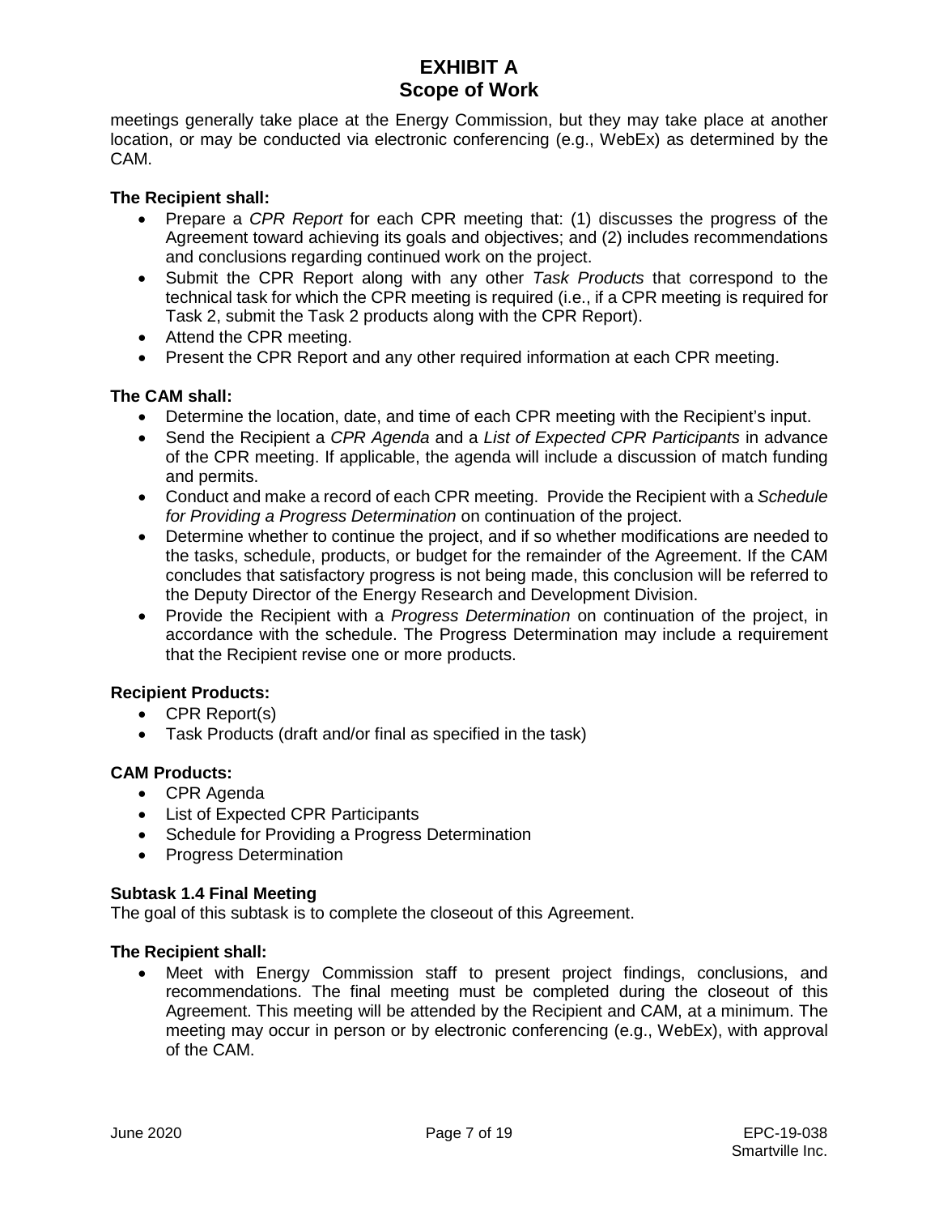meetings generally take place at the Energy Commission, but they may take place at another location, or may be conducted via electronic conferencing (e.g., WebEx) as determined by the CAM.

**The Recipient shall:**

- Prepare a *CPR Report* for each CPR meeting that: (1) discusses the progress of the Agreement toward achieving its goals and objectives; and (2) includes recommendations and conclusions regarding continued work on the project.
- Submit the CPR Report along with any other *Task Products* that correspond to the technical task for which the CPR meeting is required (i.e., if a CPR meeting is required for Task 2, submit the Task 2 products along with the CPR Report).
- Attend the CPR meeting.
- Present the CPR Report and any other required information at each CPR meeting.

**The CAM shall:**

- Determine the location, date, and time of each CPR meeting with the Recipient's input.
- Send the Recipient a *CPR Agenda* and a *List of Expected CPR Participants* in advance of the CPR meeting. If applicable, the agenda will include a discussion of match funding and permits.
- Conduct and make a record of each CPR meeting. Provide the Recipient with a *Schedule for Providing a Progress Determination* on continuation of the project.
- Determine whether to continue the project, and if so whether modifications are needed to the tasks, schedule, products, or budget for the remainder of the Agreement. If the CAM concludes that satisfactory progress is not being made, this conclusion will be referred to the Deputy Director of the Energy Research and Development Division.
- Provide the Recipient with a *Progress Determination* on continuation of the project, in accordance with the schedule. The Progress Determination may include a requirement that the Recipient revise one or more products.

**Recipient Products:**

- CPR Report(s)
- Task Products (draft and/or final as specified in the task)

**CAM Products:**

- CPR Agenda
- List of Expected CPR Participants
- Schedule for Providing a Progress Determination
- Progress Determination

**Subtask 1.4 Final Meeting**

The goal of this subtask is to complete the closeout of this Agreement.

**The Recipient shall:**

- Meet with Energy Commission staff to present project findings, conclusions, and recommendations. The final meeting must be completed during the closeout of this Agreement. This meeting will be attended by the Recipient and CAM, at a minimum. The meeting may occur in person or by electronic conferencing (e.g., WebEx), with approval of the CAM.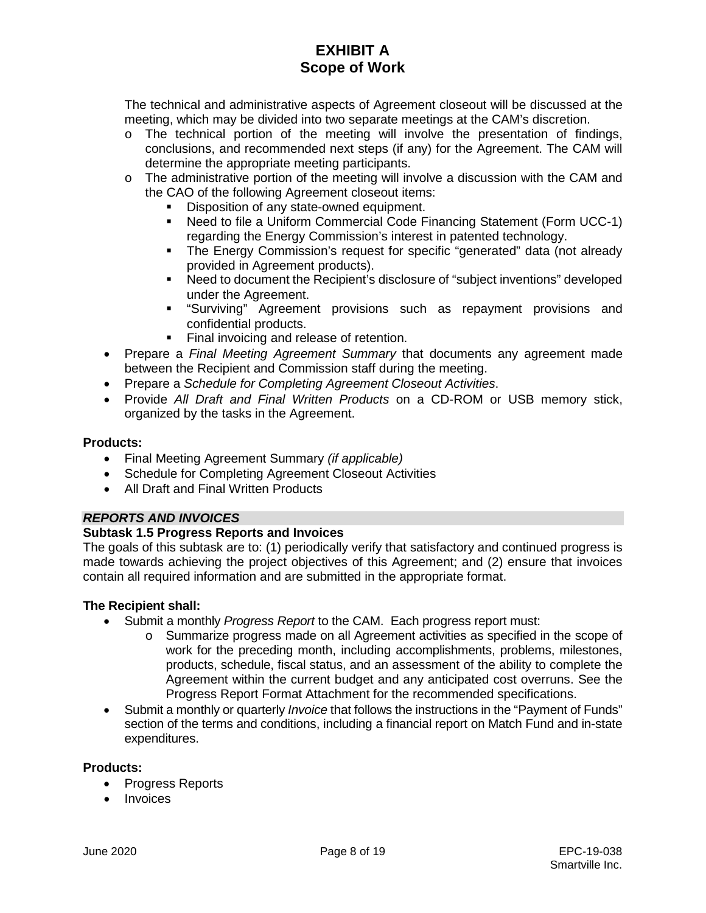The technical and administrative aspects of Agreement closeout will be discussed at the meeting, which may be divided into two separate meetings at the CAM's discretion.

- The technical portion of the meeting will involve the presentation of findings, conclusions, and recommended next steps (if any) for the Agreement. The CAM will determine the appropriate meeting participants.
- The administrative portion of the meeting will involve a discussion with the CAM and the CAO of the following Agreement closeout items:
  - Disposition of any state-owned equipment.
  - Need to file a Uniform Commercial Code Financing Statement (Form UCC-1) regarding the Energy Commission's interest in patented technology.
  - The Energy Commission's request for specific "generated" data (not already provided in Agreement products).
  - Need to document the Recipient's disclosure of "subject inventions" developed under the Agreement.
  - "Surviving" Agreement provisions such as repayment provisions and confidential products.
  - Final invoicing and release of retention.

- Prepare a *Final Meeting Agreement Summary* that documents any agreement made between the Recipient and Commission staff during the meeting.
- Prepare a *Schedule for Completing Agreement Closeout Activities*.
- Provide *All Draft and Final Written Products* on a CD-ROM or USB memory stick, organized by the tasks in the Agreement.

**Products:**

- Final Meeting Agreement Summary *(if applicable)*
- Schedule for Completing Agreement Closeout Activities
- All Draft and Final Written Products

***REPORTS AND INVOICES***

**Subtask 1.5 Progress Reports and Invoices**

The goals of this subtask are to: (1) periodically verify that satisfactory and continued progress is made towards achieving the project objectives of this Agreement; and (2) ensure that invoices contain all required information and are submitted in the appropriate format.

**The Recipient shall:**

- Submit a monthly *Progress Report* to the CAM. Each progress report must:
  - Summarize progress made on all Agreement activities as specified in the scope of work for the preceding month, including accomplishments, problems, milestones, products, schedule, fiscal status, and an assessment of the ability to complete the Agreement within the current budget and any anticipated cost overruns. See the Progress Report Format Attachment for the recommended specifications.
- Submit a monthly or quarterly *Invoice* that follows the instructions in the "Payment of Funds" section of the terms and conditions, including a financial report on Match Fund and in-state expenditures.

**Products:**

- Progress Reports
- Invoices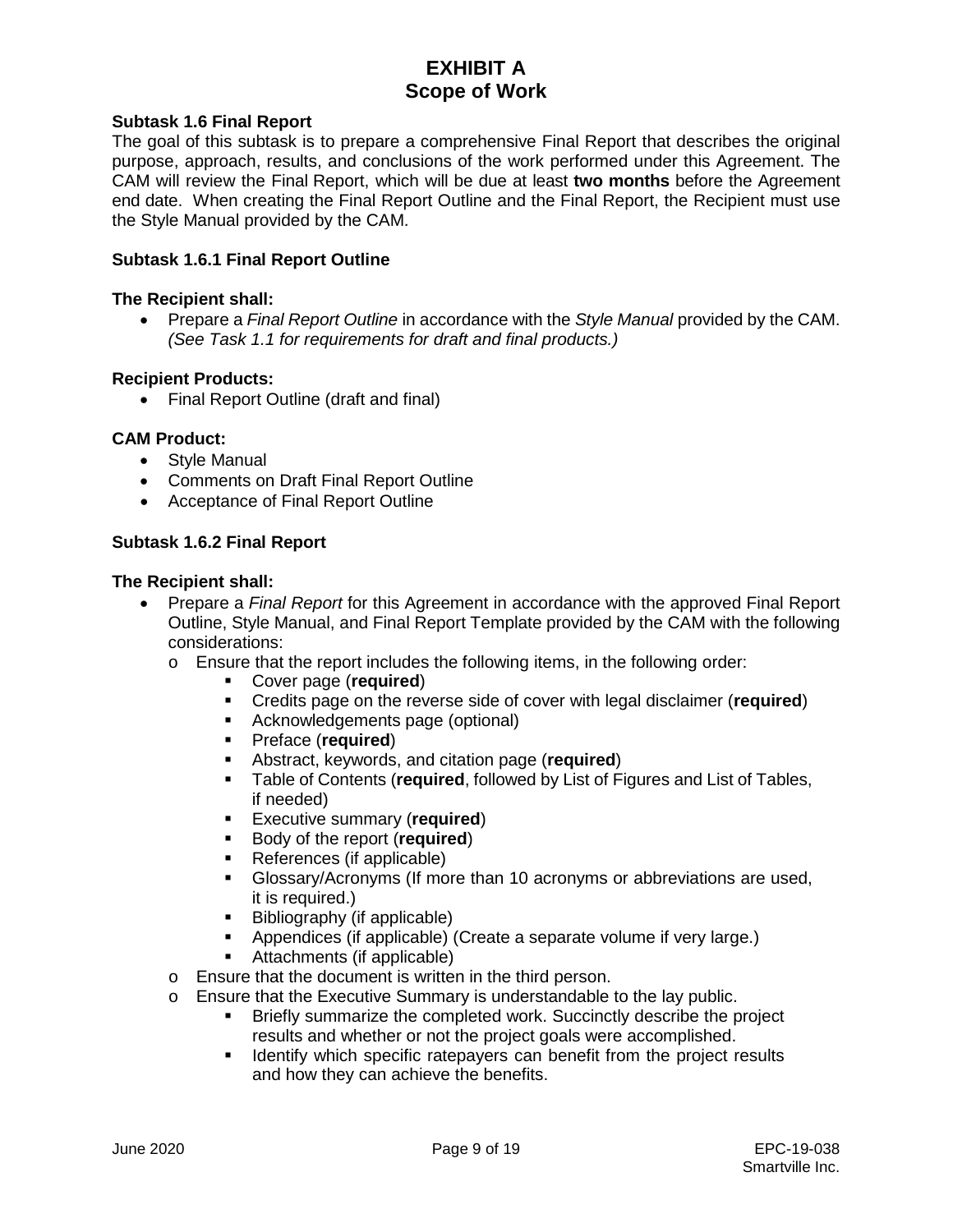**Subtask 1.6 Final Report**

The goal of this subtask is to prepare a comprehensive Final Report that describes the original purpose, approach, results, and conclusions of the work performed under this Agreement. The CAM will review the Final Report, which will be due at least **two months** before the Agreement end date. When creating the Final Report Outline and the Final Report, the Recipient must use the Style Manual provided by the CAM.

**Subtask 1.6.1 Final Report Outline**

**The Recipient shall:**

- Prepare a *Final Report Outline* in accordance with the *Style Manual* provided by the CAM. *(See Task 1.1 for requirements for draft and final products.)*

**Recipient Products:**

- Final Report Outline (draft and final)

**CAM Product:**

- Style Manual
- Comments on Draft Final Report Outline
- Acceptance of Final Report Outline

**Subtask 1.6.2 Final Report**

**The Recipient shall:**

- Prepare a *Final Report* for this Agreement in accordance with the approved Final Report Outline, Style Manual, and Final Report Template provided by the CAM with the following considerations:
  - Ensure that the report includes the following items, in the following order:
    - Cover page (**required**)
    - Credits page on the reverse side of cover with legal disclaimer (**required**)
    - Acknowledgements page (optional)
    - Preface (**required**)
    - Abstract, keywords, and citation page (**required**)
    - Table of Contents (**required**, followed by List of Figures and List of Tables, if needed)
    - Executive summary (**required**)
    - Body of the report (**required**)
    - References (if applicable)
    - Glossary/Acronyms (If more than 10 acronyms or abbreviations are used, it is required.)
    - Bibliography (if applicable)
    - Appendices (if applicable) (Create a separate volume if very large.)
    - Attachments (if applicable)
  - Ensure that the document is written in the third person.
  - Ensure that the Executive Summary is understandable to the lay public.
    - Briefly summarize the completed work. Succinctly describe the project results and whether or not the project goals were accomplished.
    - Identify which specific ratepayers can benefit from the project results and how they can achieve the benefits.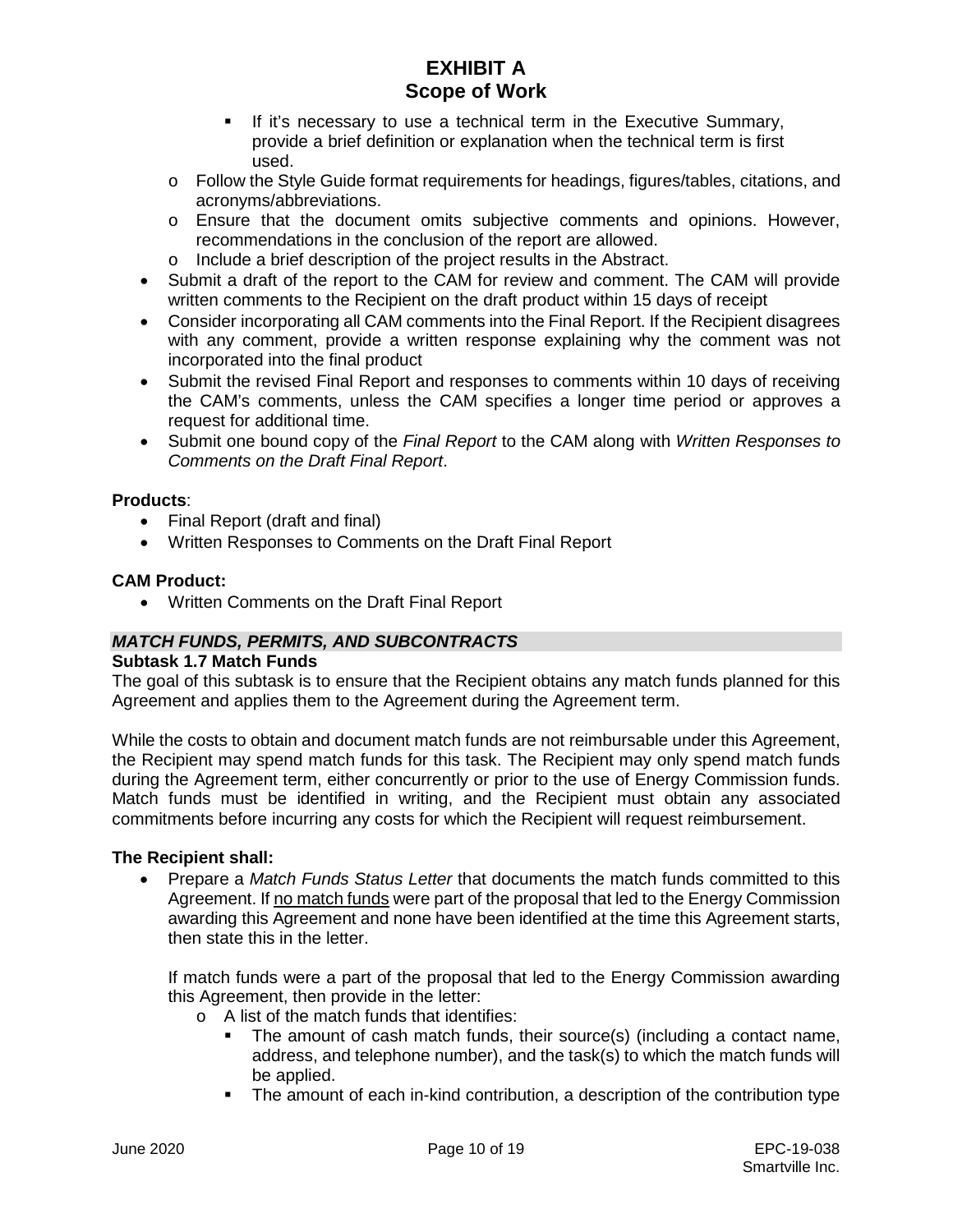- If it's necessary to use a technical term in the Executive Summary, provide a brief definition or explanation when the technical term is first used.
  - Follow the Style Guide format requirements for headings, figures/tables, citations, and acronyms/abbreviations.
  - Ensure that the document omits subjective comments and opinions. However, recommendations in the conclusion of the report are allowed.
  - Include a brief description of the project results in the Abstract.
- Submit a draft of the report to the CAM for review and comment. The CAM will provide written comments to the Recipient on the draft product within 15 days of receipt
- Consider incorporating all CAM comments into the Final Report. If the Recipient disagrees with any comment, provide a written response explaining why the comment was not incorporated into the final product
- Submit the revised Final Report and responses to comments within 10 days of receiving the CAM's comments, unless the CAM specifies a longer time period or approves a request for additional time.
- Submit one bound copy of the *Final Report* to the CAM along with *Written Responses to Comments on the Draft Final Report*.

**Products**:

- Final Report (draft and final)
- Written Responses to Comments on the Draft Final Report

**CAM Product:**

- Written Comments on the Draft Final Report

***MATCH FUNDS, PERMITS, AND SUBCONTRACTS***

**Subtask 1.7 Match Funds**

The goal of this subtask is to ensure that the Recipient obtains any match funds planned for this Agreement and applies them to the Agreement during the Agreement term.

While the costs to obtain and document match funds are not reimbursable under this Agreement, the Recipient may spend match funds for this task. The Recipient may only spend match funds during the Agreement term, either concurrently or prior to the use of Energy Commission funds. Match funds must be identified in writing, and the Recipient must obtain any associated commitments before incurring any costs for which the Recipient will request reimbursement.

**The Recipient shall:**

- Prepare a *Match Funds Status Letter* that documents the match funds committed to this Agreement. If <u>no match funds</u> were part of the proposal that led to the Energy Commission awarding this Agreement and none have been identified at the time this Agreement starts, then state this in the letter.

  If match funds were a part of the proposal that led to the Energy Commission awarding this Agreement, then provide in the letter:
  - A list of the match funds that identifies:
    - The amount of cash match funds, their source(s) (including a contact name, address, and telephone number), and the task(s) to which the match funds will be applied.
    - The amount of each in-kind contribution, a description of the contribution type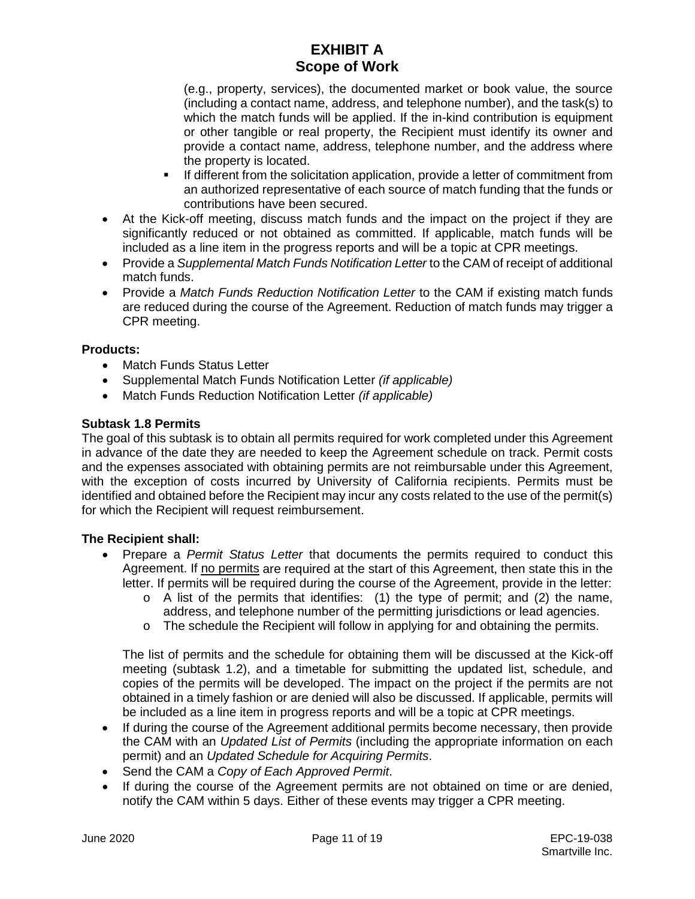(e.g., property, services), the documented market or book value, the source (including a contact name, address, and telephone number), and the task(s) to which the match funds will be applied. If the in-kind contribution is equipment or other tangible or real property, the Recipient must identify its owner and provide a contact name, address, telephone number, and the address where the property is located.

    - If different from the solicitation application, provide a letter of commitment from an authorized representative of each source of match funding that the funds or contributions have been secured.

- At the Kick-off meeting, discuss match funds and the impact on the project if they are significantly reduced or not obtained as committed. If applicable, match funds will be included as a line item in the progress reports and will be a topic at CPR meetings.
- Provide a *Supplemental Match Funds Notification Letter* to the CAM of receipt of additional match funds.
- Provide a *Match Funds Reduction Notification Letter* to the CAM if existing match funds are reduced during the course of the Agreement. Reduction of match funds may trigger a CPR meeting.

**Products:**

- Match Funds Status Letter
- Supplemental Match Funds Notification Letter *(if applicable)*
- Match Funds Reduction Notification Letter *(if applicable)*

**Subtask 1.8 Permits**

The goal of this subtask is to obtain all permits required for work completed under this Agreement in advance of the date they are needed to keep the Agreement schedule on track. Permit costs and the expenses associated with obtaining permits are not reimbursable under this Agreement, with the exception of costs incurred by University of California recipients. Permits must be identified and obtained before the Recipient may incur any costs related to the use of the permit(s) for which the Recipient will request reimbursement.

**The Recipient shall:**

- Prepare a *Permit Status Letter* that documents the permits required to conduct this Agreement. If no permits are required at the start of this Agreement, then state this in the letter. If permits will be required during the course of the Agreement, provide in the letter:
    - A list of the permits that identifies: (1) the type of permit; and (2) the name, address, and telephone number of the permitting jurisdictions or lead agencies.
    - The schedule the Recipient will follow in applying for and obtaining the permits.

  The list of permits and the schedule for obtaining them will be discussed at the Kick-off meeting (subtask 1.2), and a timetable for submitting the updated list, schedule, and copies of the permits will be developed. The impact on the project if the permits are not obtained in a timely fashion or are denied will also be discussed. If applicable, permits will be included as a line item in progress reports and will be a topic at CPR meetings.
- If during the course of the Agreement additional permits become necessary, then provide the CAM with an *Updated List of Permits* (including the appropriate information on each permit) and an *Updated Schedule for Acquiring Permits*.
- Send the CAM a *Copy of Each Approved Permit*.
- If during the course of the Agreement permits are not obtained on time or are denied, notify the CAM within 5 days. Either of these events may trigger a CPR meeting.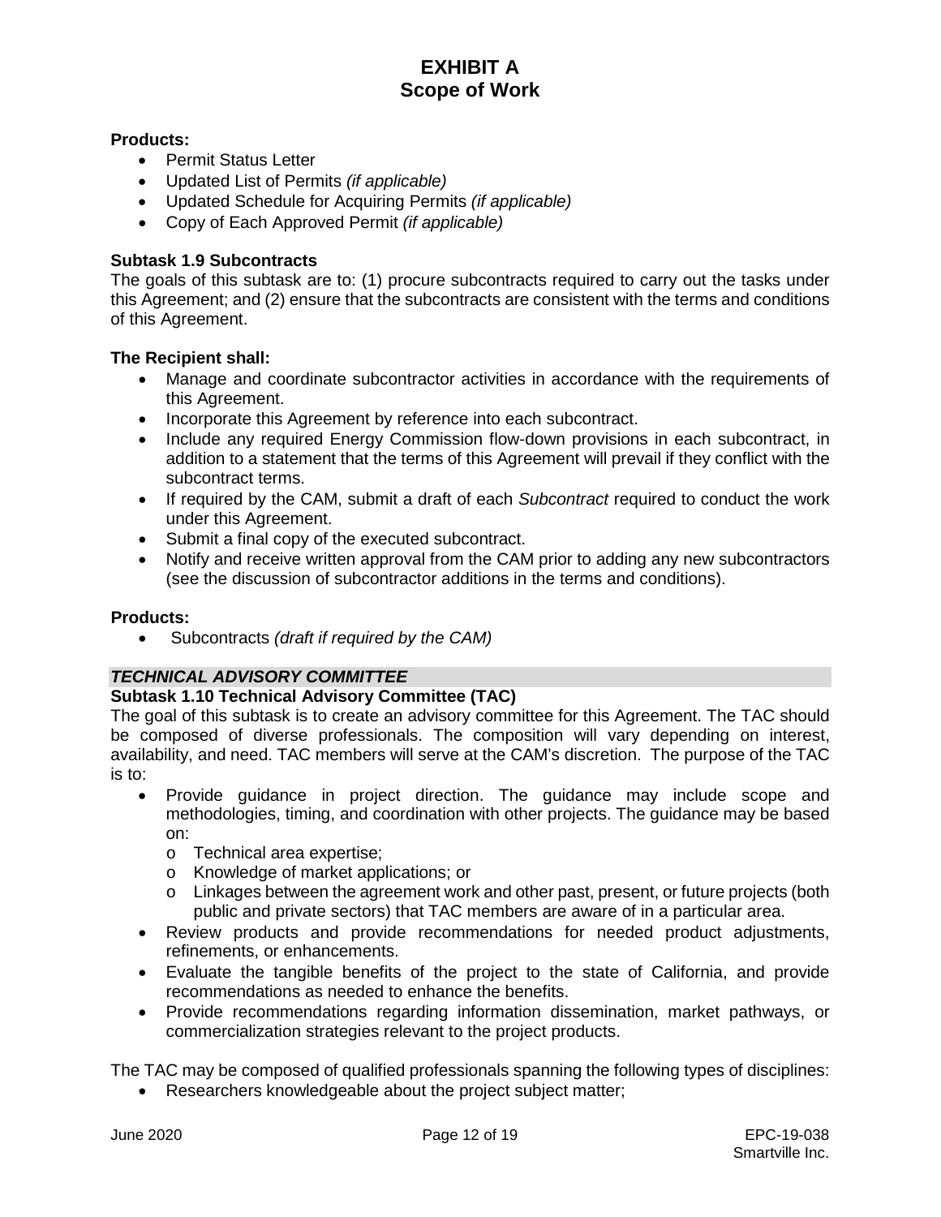**Products:**

- Permit Status Letter
- Updated List of Permits *(if applicable)*
- Updated Schedule for Acquiring Permits *(if applicable)*
- Copy of Each Approved Permit *(if applicable)*

**Subtask 1.9 Subcontracts**

The goals of this subtask are to: (1) procure subcontracts required to carry out the tasks under this Agreement; and (2) ensure that the subcontracts are consistent with the terms and conditions of this Agreement.

**The Recipient shall:**

- Manage and coordinate subcontractor activities in accordance with the requirements of this Agreement.
- Incorporate this Agreement by reference into each subcontract.
- Include any required Energy Commission flow-down provisions in each subcontract, in addition to a statement that the terms of this Agreement will prevail if they conflict with the subcontract terms.
- If required by the CAM, submit a draft of each *Subcontract* required to conduct the work under this Agreement.
- Submit a final copy of the executed subcontract.
- Notify and receive written approval from the CAM prior to adding any new subcontractors (see the discussion of subcontractor additions in the terms and conditions).

**Products:**

- Subcontracts *(draft if required by the CAM)*

***TECHNICAL ADVISORY COMMITTEE***

**Subtask 1.10 Technical Advisory Committee (TAC)**

The goal of this subtask is to create an advisory committee for this Agreement. The TAC should be composed of diverse professionals. The composition will vary depending on interest, availability, and need. TAC members will serve at the CAM's discretion. The purpose of the TAC is to:

- Provide guidance in project direction. The guidance may include scope and methodologies, timing, and coordination with other projects. The guidance may be based on:
  - Technical area expertise;
  - Knowledge of market applications; or
  - Linkages between the agreement work and other past, present, or future projects (both public and private sectors) that TAC members are aware of in a particular area.
- Review products and provide recommendations for needed product adjustments, refinements, or enhancements.
- Evaluate the tangible benefits of the project to the state of California, and provide recommendations as needed to enhance the benefits.
- Provide recommendations regarding information dissemination, market pathways, or commercialization strategies relevant to the project products.

The TAC may be composed of qualified professionals spanning the following types of disciplines:

- Researchers knowledgeable about the project subject matter;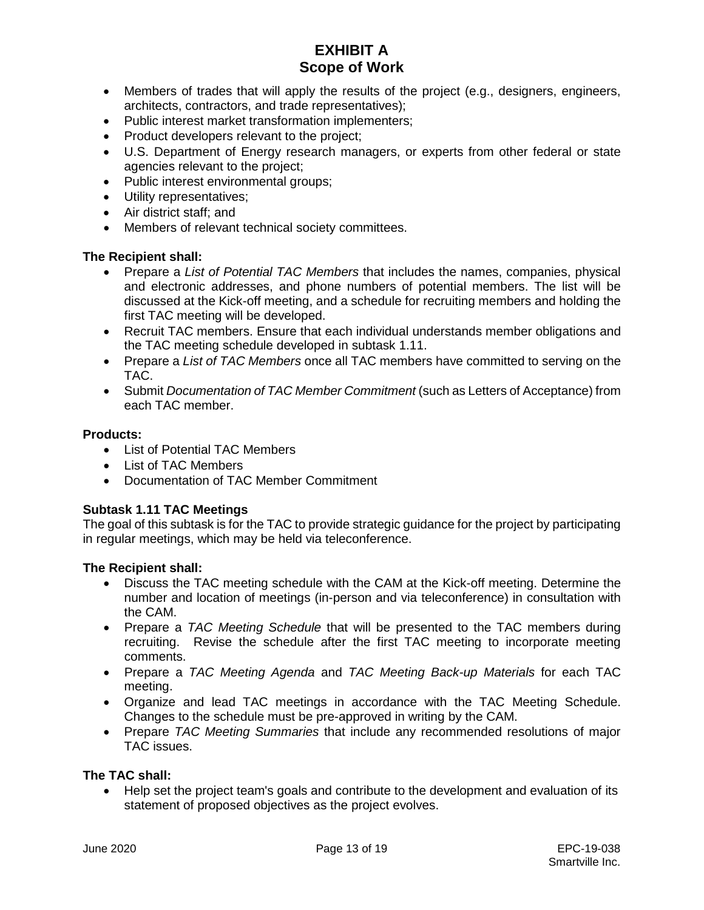- Members of trades that will apply the results of the project (e.g., designers, engineers, architects, contractors, and trade representatives);
- Public interest market transformation implementers;
- Product developers relevant to the project;
- U.S. Department of Energy research managers, or experts from other federal or state agencies relevant to the project;
- Public interest environmental groups;
- Utility representatives;
- Air district staff; and
- Members of relevant technical society committees.

**The Recipient shall:**

- Prepare a *List of Potential TAC Members* that includes the names, companies, physical and electronic addresses, and phone numbers of potential members. The list will be discussed at the Kick-off meeting, and a schedule for recruiting members and holding the first TAC meeting will be developed.
- Recruit TAC members. Ensure that each individual understands member obligations and the TAC meeting schedule developed in subtask 1.11.
- Prepare a *List of TAC Members* once all TAC members have committed to serving on the TAC.
- Submit *Documentation of TAC Member Commitment* (such as Letters of Acceptance) from each TAC member.

**Products:**

- List of Potential TAC Members
- List of TAC Members
- Documentation of TAC Member Commitment

### Subtask 1.11 TAC Meetings

The goal of this subtask is for the TAC to provide strategic guidance for the project by participating in regular meetings, which may be held via teleconference.

**The Recipient shall:**

- Discuss the TAC meeting schedule with the CAM at the Kick-off meeting. Determine the number and location of meetings (in-person and via teleconference) in consultation with the CAM.
- Prepare a *TAC Meeting Schedule* that will be presented to the TAC members during recruiting. Revise the schedule after the first TAC meeting to incorporate meeting comments.
- Prepare a *TAC Meeting Agenda* and *TAC Meeting Back-up Materials* for each TAC meeting.
- Organize and lead TAC meetings in accordance with the TAC Meeting Schedule. Changes to the schedule must be pre-approved in writing by the CAM.
- Prepare *TAC Meeting Summaries* that include any recommended resolutions of major TAC issues.

**The TAC shall:**

- Help set the project team's goals and contribute to the development and evaluation of its statement of proposed objectives as the project evolves.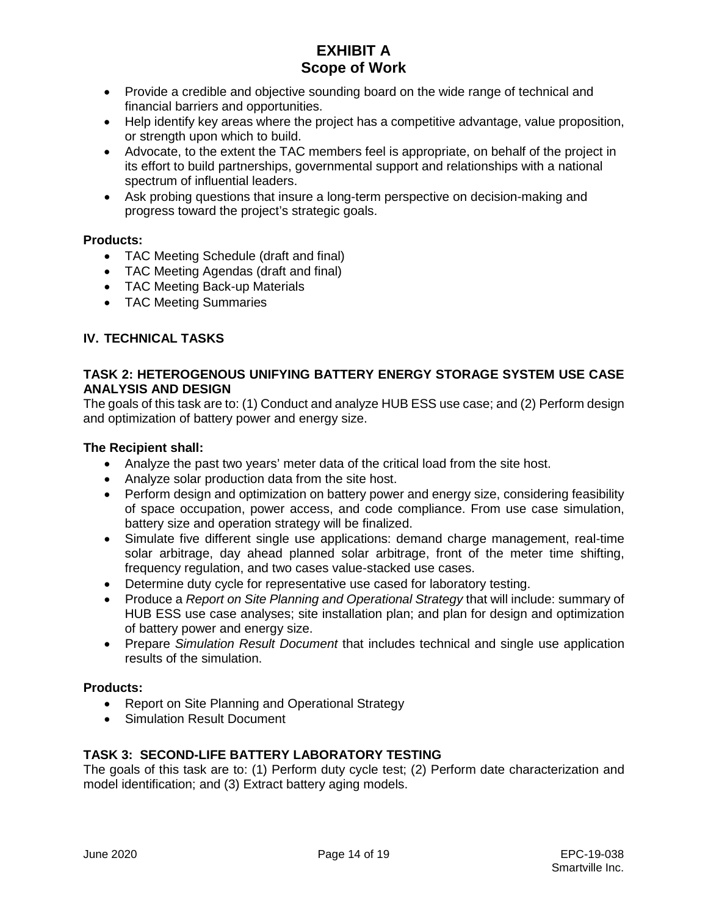- Provide a credible and objective sounding board on the wide range of technical and financial barriers and opportunities.
- Help identify key areas where the project has a competitive advantage, value proposition, or strength upon which to build.
- Advocate, to the extent the TAC members feel is appropriate, on behalf of the project in its effort to build partnerships, governmental support and relationships with a national spectrum of influential leaders.
- Ask probing questions that insure a long-term perspective on decision-making and progress toward the project's strategic goals.

**Products:**

- TAC Meeting Schedule (draft and final)
- TAC Meeting Agendas (draft and final)
- TAC Meeting Back-up Materials
- TAC Meeting Summaries

## IV. TECHNICAL TASKS

### TASK 2: HETEROGENOUS UNIFYING BATTERY ENERGY STORAGE SYSTEM USE CASE ANALYSIS AND DESIGN

The goals of this task are to: (1) Conduct and analyze HUB ESS use case; and (2) Perform design and optimization of battery power and energy size.

**The Recipient shall:**

- Analyze the past two years' meter data of the critical load from the site host.
- Analyze solar production data from the site host.
- Perform design and optimization on battery power and energy size, considering feasibility of space occupation, power access, and code compliance. From use case simulation, battery size and operation strategy will be finalized.
- Simulate five different single use applications: demand charge management, real-time solar arbitrage, day ahead planned solar arbitrage, front of the meter time shifting, frequency regulation, and two cases value-stacked use cases.
- Determine duty cycle for representative use cased for laboratory testing.
- Produce a *Report on Site Planning and Operational Strategy* that will include: summary of HUB ESS use case analyses; site installation plan; and plan for design and optimization of battery power and energy size.
- Prepare *Simulation Result Document* that includes technical and single use application results of the simulation.

**Products:**

- Report on Site Planning and Operational Strategy
- Simulation Result Document

### TASK 3: SECOND-LIFE BATTERY LABORATORY TESTING

The goals of this task are to: (1) Perform duty cycle test; (2) Perform date characterization and model identification; and (3) Extract battery aging models.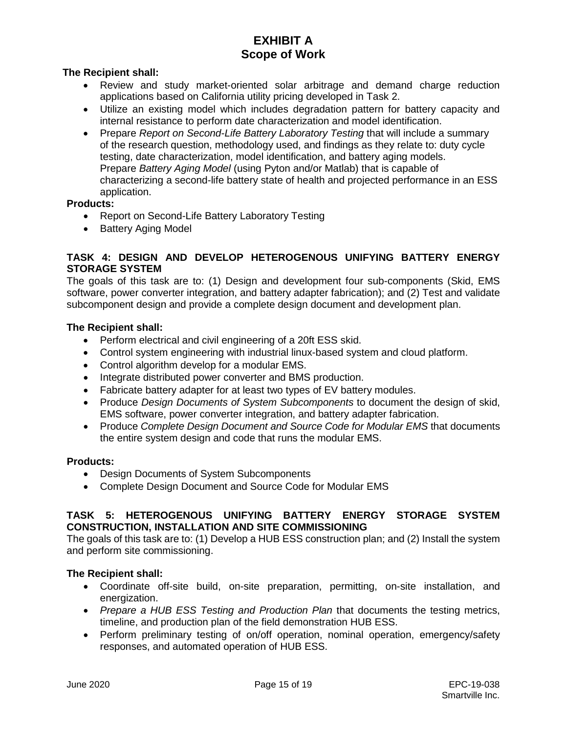# EXHIBIT A
# Scope of Work

**The Recipient shall:**

- Review and study market-oriented solar arbitrage and demand charge reduction applications based on California utility pricing developed in Task 2.
- Utilize an existing model which includes degradation pattern for battery capacity and internal resistance to perform date characterization and model identification.
- Prepare *Report on Second-Life Battery Laboratory Testing* that will include a summary of the research question, methodology used, and findings as they relate to: duty cycle testing, date characterization, model identification, and battery aging models. Prepare *Battery Aging Model* (using Pyton and/or Matlab) that is capable of characterizing a second-life battery state of health and projected performance in an ESS application.

**Products:**

- Report on Second-Life Battery Laboratory Testing
- Battery Aging Model

### TASK 4: DESIGN AND DEVELOP HETEROGENOUS UNIFYING BATTERY ENERGY STORAGE SYSTEM

The goals of this task are to: (1) Design and development four sub-components (Skid, EMS software, power converter integration, and battery adapter fabrication); and (2) Test and validate subcomponent design and provide a complete design document and development plan.

**The Recipient shall:**

- Perform electrical and civil engineering of a 20ft ESS skid.
- Control system engineering with industrial linux-based system and cloud platform.
- Control algorithm develop for a modular EMS.
- Integrate distributed power converter and BMS production.
- Fabricate battery adapter for at least two types of EV battery modules.
- Produce *Design Documents of System Subcomponents* to document the design of skid, EMS software, power converter integration, and battery adapter fabrication.
- Produce *Complete Design Document and Source Code for Modular EMS* that documents the entire system design and code that runs the modular EMS.

**Products:**

- Design Documents of System Subcomponents
- Complete Design Document and Source Code for Modular EMS

### TASK 5: HETEROGENOUS UNIFYING BATTERY ENERGY STORAGE SYSTEM CONSTRUCTION, INSTALLATION AND SITE COMMISSIONING

The goals of this task are to: (1) Develop a HUB ESS construction plan; and (2) Install the system and perform site commissioning.

**The Recipient shall:**

- Coordinate off-site build, on-site preparation, permitting, on-site installation, and energization.
- *Prepare a HUB ESS Testing and Production Plan* that documents the testing metrics, timeline, and production plan of the field demonstration HUB ESS.
- Perform preliminary testing of on/off operation, nominal operation, emergency/safety responses, and automated operation of HUB ESS.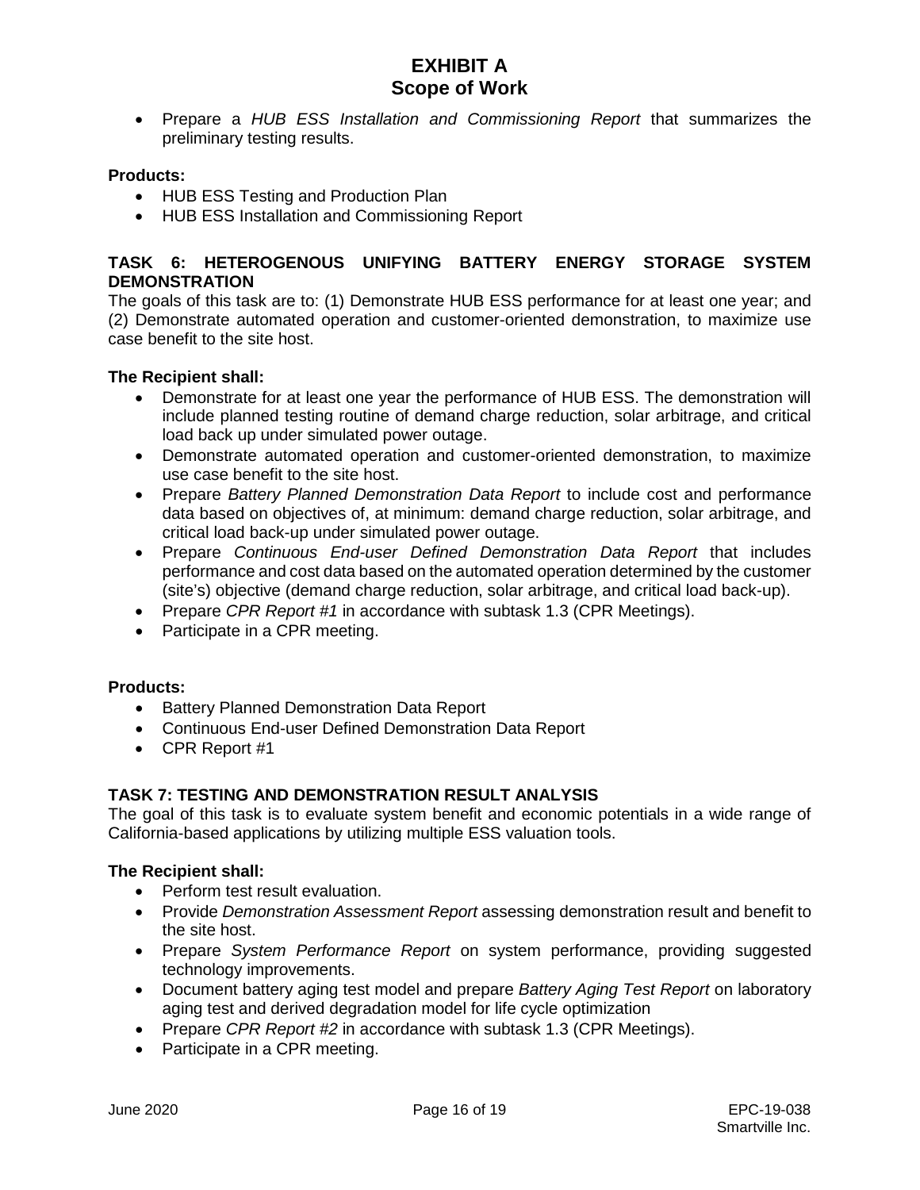- Prepare a *HUB ESS Installation and Commissioning Report* that summarizes the preliminary testing results.

**Products:**

- HUB ESS Testing and Production Plan
- HUB ESS Installation and Commissioning Report

### TASK 6: HETEROGENOUS UNIFYING BATTERY ENERGY STORAGE SYSTEM DEMONSTRATION

The goals of this task are to: (1) Demonstrate HUB ESS performance for at least one year; and (2) Demonstrate automated operation and customer-oriented demonstration, to maximize use case benefit to the site host.

**The Recipient shall:**

- Demonstrate for at least one year the performance of HUB ESS. The demonstration will include planned testing routine of demand charge reduction, solar arbitrage, and critical load back up under simulated power outage.
- Demonstrate automated operation and customer-oriented demonstration, to maximize use case benefit to the site host.
- Prepare *Battery Planned Demonstration Data Report* to include cost and performance data based on objectives of, at minimum: demand charge reduction, solar arbitrage, and critical load back-up under simulated power outage.
- Prepare *Continuous End-user Defined Demonstration Data Report* that includes performance and cost data based on the automated operation determined by the customer (site's) objective (demand charge reduction, solar arbitrage, and critical load back-up).
- Prepare *CPR Report #1* in accordance with subtask 1.3 (CPR Meetings).
- Participate in a CPR meeting.

**Products:**

- Battery Planned Demonstration Data Report
- Continuous End-user Defined Demonstration Data Report
- CPR Report #1

### TASK 7: TESTING AND DEMONSTRATION RESULT ANALYSIS

The goal of this task is to evaluate system benefit and economic potentials in a wide range of California-based applications by utilizing multiple ESS valuation tools.

**The Recipient shall:**

- Perform test result evaluation.
- Provide *Demonstration Assessment Report* assessing demonstration result and benefit to the site host.
- Prepare *System Performance Report* on system performance, providing suggested technology improvements.
- Document battery aging test model and prepare *Battery Aging Test Report* on laboratory aging test and derived degradation model for life cycle optimization
- Prepare *CPR Report #2* in accordance with subtask 1.3 (CPR Meetings).
- Participate in a CPR meeting.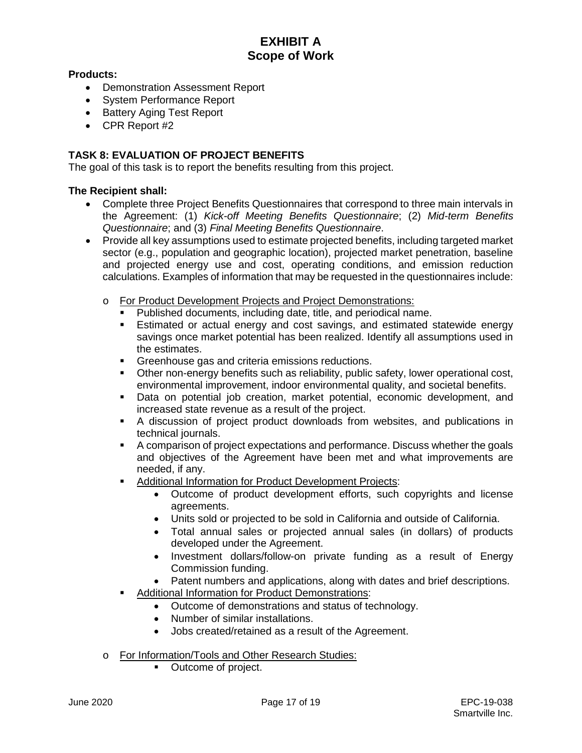**Products:**

- Demonstration Assessment Report
- System Performance Report
- Battery Aging Test Report
- CPR Report #2

## TASK 8: EVALUATION OF PROJECT BENEFITS

The goal of this task is to report the benefits resulting from this project.

**The Recipient shall:**

- Complete three Project Benefits Questionnaires that correspond to three main intervals in the Agreement: (1) *Kick-off Meeting Benefits Questionnaire*; (2) *Mid-term Benefits Questionnaire*; and (3) *Final Meeting Benefits Questionnaire*.
- Provide all key assumptions used to estimate projected benefits, including targeted market sector (e.g., population and geographic location), projected market penetration, baseline and projected energy use and cost, operating conditions, and emission reduction calculations. Examples of information that may be requested in the questionnaires include:
  - For Product Development Projects and Project Demonstrations:
    - Published documents, including date, title, and periodical name.
    - Estimated or actual energy and cost savings, and estimated statewide energy savings once market potential has been realized. Identify all assumptions used in the estimates.
    - Greenhouse gas and criteria emissions reductions.
    - Other non-energy benefits such as reliability, public safety, lower operational cost, environmental improvement, indoor environmental quality, and societal benefits.
    - Data on potential job creation, market potential, economic development, and increased state revenue as a result of the project.
    - A discussion of project product downloads from websites, and publications in technical journals.
    - A comparison of project expectations and performance. Discuss whether the goals and objectives of the Agreement have been met and what improvements are needed, if any.
    - Additional Information for Product Development Projects:
      - Outcome of product development efforts, such copyrights and license agreements.
      - Units sold or projected to be sold in California and outside of California.
      - Total annual sales or projected annual sales (in dollars) of products developed under the Agreement.
      - Investment dollars/follow-on private funding as a result of Energy Commission funding.
      - Patent numbers and applications, along with dates and brief descriptions.
    - Additional Information for Product Demonstrations:
      - Outcome of demonstrations and status of technology.
      - Number of similar installations.
      - Jobs created/retained as a result of the Agreement.
  - For Information/Tools and Other Research Studies:
    - Outcome of project.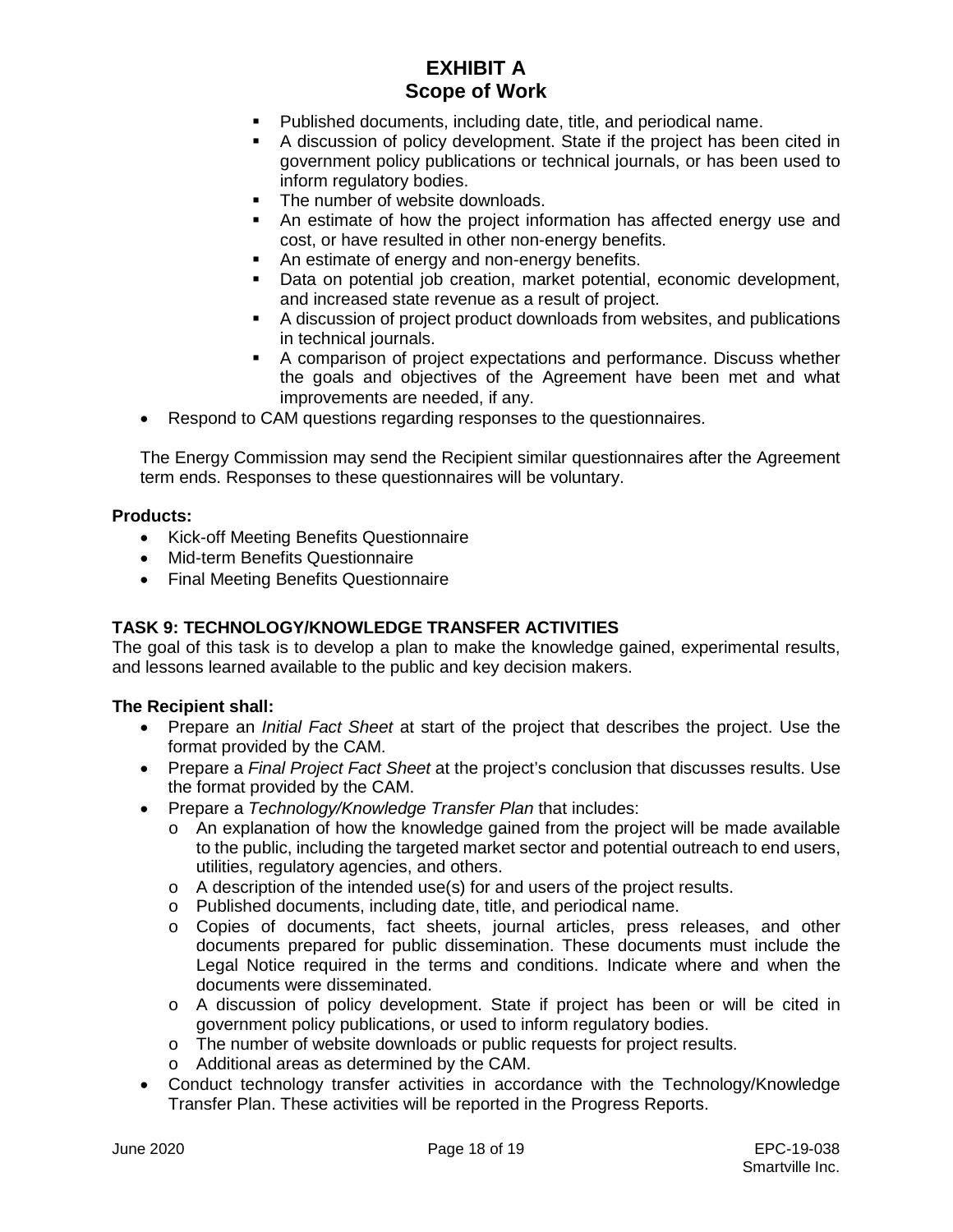- Published documents, including date, title, and periodical name.
- A discussion of policy development. State if the project has been cited in government policy publications or technical journals, or has been used to inform regulatory bodies.
- The number of website downloads.
- An estimate of how the project information has affected energy use and cost, or have resulted in other non-energy benefits.
- An estimate of energy and non-energy benefits.
- Data on potential job creation, market potential, economic development, and increased state revenue as a result of project.
- A discussion of project product downloads from websites, and publications in technical journals.
- A comparison of project expectations and performance. Discuss whether the goals and objectives of the Agreement have been met and what improvements are needed, if any.

- Respond to CAM questions regarding responses to the questionnaires.

The Energy Commission may send the Recipient similar questionnaires after the Agreement term ends. Responses to these questionnaires will be voluntary.

**Products:**

- Kick-off Meeting Benefits Questionnaire
- Mid-term Benefits Questionnaire
- Final Meeting Benefits Questionnaire

**TASK 9: TECHNOLOGY/KNOWLEDGE TRANSFER ACTIVITIES**

The goal of this task is to develop a plan to make the knowledge gained, experimental results, and lessons learned available to the public and key decision makers.

**The Recipient shall:**

- Prepare an *Initial Fact Sheet* at start of the project that describes the project. Use the format provided by the CAM.
- Prepare a *Final Project Fact Sheet* at the project's conclusion that discusses results. Use the format provided by the CAM.
- Prepare a *Technology/Knowledge Transfer Plan* that includes:
  - An explanation of how the knowledge gained from the project will be made available to the public, including the targeted market sector and potential outreach to end users, utilities, regulatory agencies, and others.
  - A description of the intended use(s) for and users of the project results.
  - Published documents, including date, title, and periodical name.
  - Copies of documents, fact sheets, journal articles, press releases, and other documents prepared for public dissemination. These documents must include the Legal Notice required in the terms and conditions. Indicate where and when the documents were disseminated.
  - A discussion of policy development. State if project has been or will be cited in government policy publications, or used to inform regulatory bodies.
  - The number of website downloads or public requests for project results.
  - Additional areas as determined by the CAM.
- Conduct technology transfer activities in accordance with the Technology/Knowledge Transfer Plan. These activities will be reported in the Progress Reports.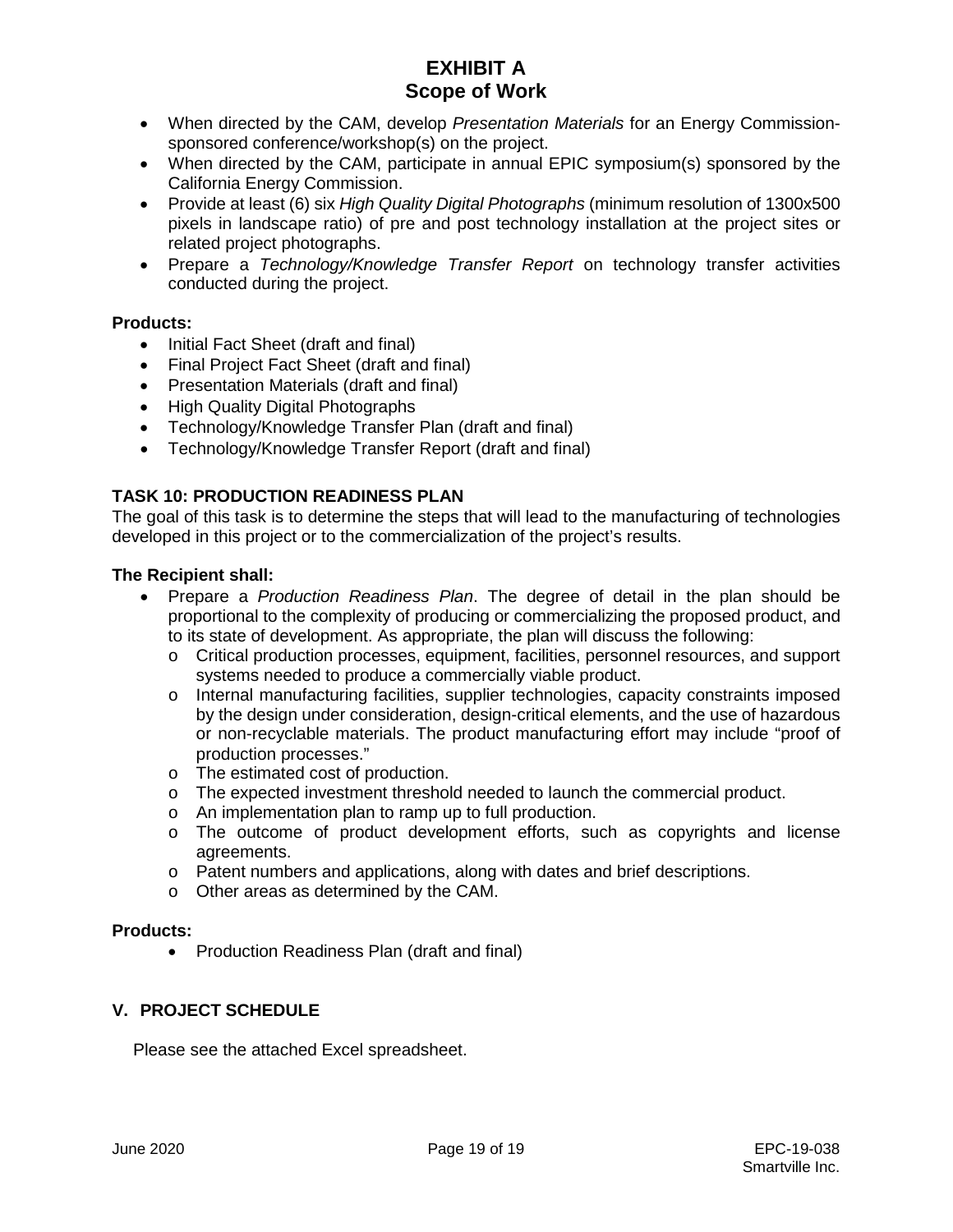- When directed by the CAM, develop *Presentation Materials* for an Energy Commission-sponsored conference/workshop(s) on the project.
- When directed by the CAM, participate in annual EPIC symposium(s) sponsored by the California Energy Commission.
- Provide at least (6) six *High Quality Digital Photographs* (minimum resolution of 1300x500 pixels in landscape ratio) of pre and post technology installation at the project sites or related project photographs.
- Prepare a *Technology/Knowledge Transfer Report* on technology transfer activities conducted during the project.

**Products:**

- Initial Fact Sheet (draft and final)
- Final Project Fact Sheet (draft and final)
- Presentation Materials (draft and final)
- High Quality Digital Photographs
- Technology/Knowledge Transfer Plan (draft and final)
- Technology/Knowledge Transfer Report (draft and final)

### TASK 10: PRODUCTION READINESS PLAN

The goal of this task is to determine the steps that will lead to the manufacturing of technologies developed in this project or to the commercialization of the project's results.

**The Recipient shall:**

- Prepare a *Production Readiness Plan*. The degree of detail in the plan should be proportional to the complexity of producing or commercializing the proposed product, and to its state of development. As appropriate, the plan will discuss the following:
  - Critical production processes, equipment, facilities, personnel resources, and support systems needed to produce a commercially viable product.
  - Internal manufacturing facilities, supplier technologies, capacity constraints imposed by the design under consideration, design-critical elements, and the use of hazardous or non-recyclable materials. The product manufacturing effort may include "proof of production processes."
  - The estimated cost of production.
  - The expected investment threshold needed to launch the commercial product.
  - An implementation plan to ramp up to full production.
  - The outcome of product development efforts, such as copyrights and license agreements.
  - Patent numbers and applications, along with dates and brief descriptions.
  - Other areas as determined by the CAM.

**Products:**

- Production Readiness Plan (draft and final)

## V. PROJECT SCHEDULE

Please see the attached Excel spreadsheet.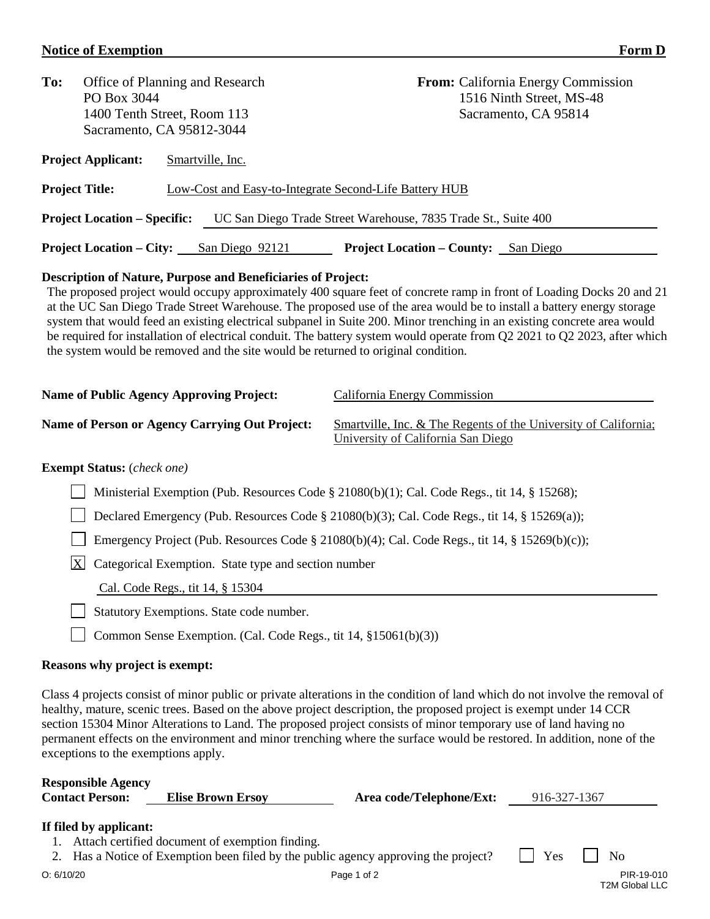**Notice of Exemption** **Form D**

**To:** Office of Planning and Research
PO Box 3044
1400 Tenth Street, Room 113
Sacramento, CA 95812-3044

**From:** California Energy Commission
1516 Ninth Street, MS-48
Sacramento, CA 95814

**Project Applicant:** Smartville, Inc.

**Project Title:** Low-Cost and Easy-to-Integrate Second-Life Battery HUB

**Project Location – Specific:** UC San Diego Trade Street Warehouse, 7835 Trade St., Suite 400

**Project Location – City:** San Diego 92121 **Project Location – County:** San Diego

**Description of Nature, Purpose and Beneficiaries of Project:**

The proposed project would occupy approximately 400 square feet of concrete ramp in front of Loading Docks 20 and 21 at the UC San Diego Trade Street Warehouse. The proposed use of the area would be to install a battery energy storage system that would feed an existing electrical subpanel in Suite 200. Minor trenching in an existing concrete area would be required for installation of electrical conduit. The battery system would operate from Q2 2021 to Q2 2023, after which the system would be removed and the site would be returned to original condition.

**Name of Public Agency Approving Project:** California Energy Commission

**Name of Person or Agency Carrying Out Project:** Smartville, Inc. & The Regents of the University of California; University of California San Diego

**Exempt Status:** (*check one*)

- [ ] Ministerial Exemption (Pub. Resources Code § 21080(b)(1); Cal. Code Regs., tit 14, § 15268);
- [ ] Declared Emergency (Pub. Resources Code § 21080(b)(3); Cal. Code Regs., tit 14, § 15269(a));
- [ ] Emergency Project (Pub. Resources Code § 21080(b)(4); Cal. Code Regs., tit 14, § 15269(b)(c));
- [X] Categorical Exemption. State type and section number
  Cal. Code Regs., tit 14, § 15304
- [ ] Statutory Exemptions. State code number.
- [ ] Common Sense Exemption. (Cal. Code Regs., tit 14, §15061(b)(3))

**Reasons why project is exempt:**

Class 4 projects consist of minor public or private alterations in the condition of land which do not involve the removal of healthy, mature, scenic trees. Based on the above project description, the proposed project is exempt under 14 CCR section 15304 Minor Alterations to Land. The proposed project consists of minor temporary use of land having no permanent effects on the environment and minor trenching where the surface would be restored. In addition, none of the exceptions to the exemptions apply.

**Responsible Agency Contact Person:** **Elise Brown Ersoy** **Area code/Telephone/Ext:** 916-327-1367

**If filed by applicant:**

1. Attach certified document of exemption finding.
2. Has a Notice of Exemption been filed by the public agency approving the project? [ ] Yes [ ] No

O: 6/10/20

PIR-19-010
T2M Global LLC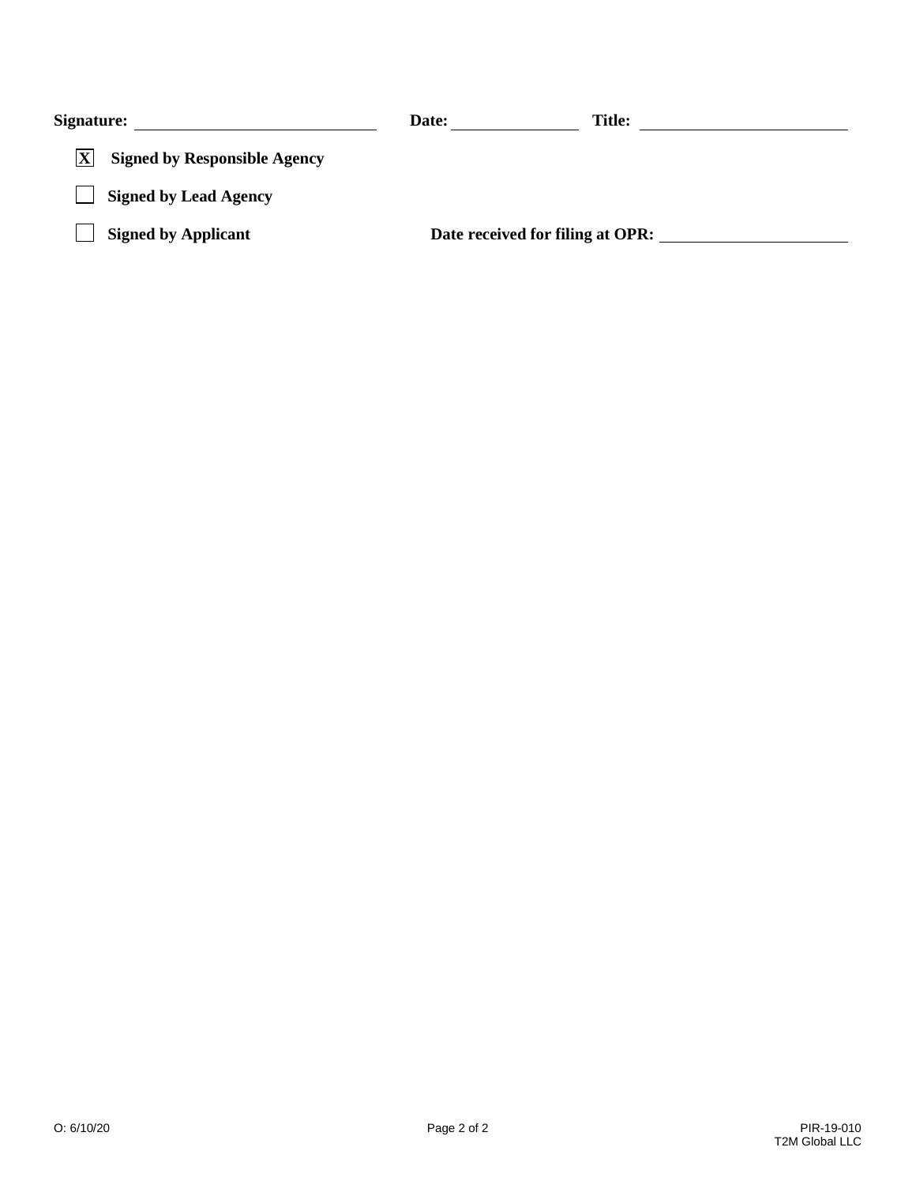**Signature:** \_\_\_\_\_\_\_\_\_\_\_\_\_\_\_\_\_\_\_\_\_\_\_\_\_\_ **Date:** \_\_\_\_\_\_\_\_\_\_\_\_ **Title:** \_\_\_\_\_\_\_\_\_\_\_\_\_\_\_\_\_\_\_\_\_\_\_\_

- [X] **Signed by Responsible Agency**
- [ ] **Signed by Lead Agency**
- [ ] **Signed by Applicant**

**Date received for filing at OPR:** \_\_\_\_\_\_\_\_\_\_\_\_\_\_\_\_\_\_\_\_

O: 6/10/20

PIR-19-010
T2M Global LLC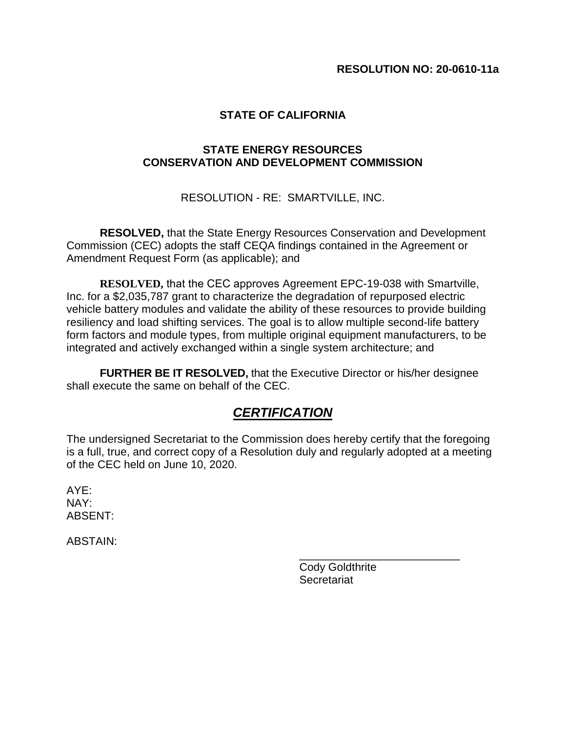**RESOLUTION NO: 20-0610-11a**

**STATE OF CALIFORNIA**

**STATE ENERGY RESOURCES CONSERVATION AND DEVELOPMENT COMMISSION**

RESOLUTION - RE: SMARTVILLE, INC.

**RESOLVED,** that the State Energy Resources Conservation and Development Commission (CEC) adopts the staff CEQA findings contained in the Agreement or Amendment Request Form (as applicable); and

**RESOLVED,** that the CEC approves Agreement EPC-19-038 with Smartville, Inc. for a $2,035,787 grant to characterize the degradation of repurposed electric vehicle battery modules and validate the ability of these resources to provide building resiliency and load shifting services. The goal is to allow multiple second-life battery form factors and module types, from multiple original equipment manufacturers, to be integrated and actively exchanged within a single system architecture; and

**FURTHER BE IT RESOLVED,** that the Executive Director or his/her designee shall execute the same on behalf of the CEC.

## ***CERTIFICATION***

The undersigned Secretariat to the Commission does hereby certify that the foregoing is a full, true, and correct copy of a Resolution duly and regularly adopted at a meeting of the CEC held on June 10, 2020.

AYE:
NAY:
ABSENT:

ABSTAIN:

\_\_\_\_\_\_\_\_\_\_\_\_\_\_\_\_\_\_\_\_\_\_\_\_\_\_
Cody Goldthrite
Secretariat